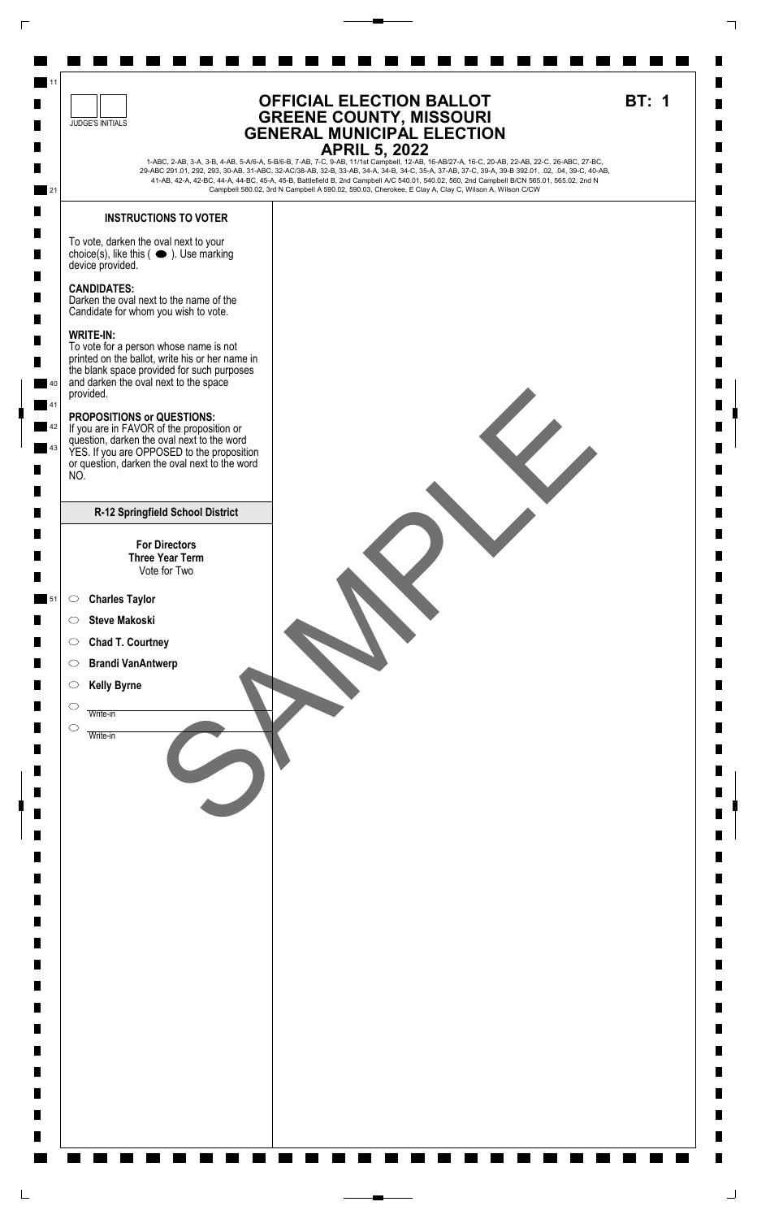JUDGE'S INITIALS

# OFFICIAL ELECTION BALLOT
# GREENE COUNTY, MISSOURI
# GENERAL MUNICIPAL ELECTION
# APRIL 5, 2022

**BT: 1**

1-ABC, 2-AB, 3-A, 3-B, 4-AB, 5-A/6-A, 5-B/6-B, 7-AB, 7-C, 9-AB, 11/1st Campbell, 12-AB, 16-AB/27-A, 16-C, 20-AB, 22-AB, 22-C, 26-ABC, 27-BC, 29-ABC 291.01, 292, 293, 30-AB, 31-ABC, 32-AC/38-AB, 32-B, 33-AB, 34-A, 34-B, 34-C, 35-A, 37-AB, 37-C, 39-A, 39-B 392.01, .02, .04, 39-C, 40-AB, 41-AB, 42-A, 42-BC, 44-A, 44-BC, 45-A, 45-B, Battlefield B, 2nd Campbell A/C 540.01, 540.02, 560, 2nd Campbell B/CN 565.01, 565.02, 2nd N Campbell 580.02, 3rd N Campbell A 590.02, 590.03, Cherokee, E Clay A, Clay C, Wilson A, Wilson C/CW

## INSTRUCTIONS TO VOTER

To vote, darken the oval next to your choice(s), like this ( ⬬ ). Use marking device provided.

**CANDIDATES:**
Darken the oval next to the name of the Candidate for whom you wish to vote.

**WRITE-IN:**
To vote for a person whose name is not printed on the ballot, write his or her name in the blank space provided for such purposes and darken the oval next to the space provided.

**PROPOSITIONS or QUESTIONS:**
If you are in FAVOR of the proposition or question, darken the oval next to the word YES. If you are OPPOSED to the proposition or question, darken the oval next to the word NO.

## R-12 Springfield School District

**For Directors**
**Three Year Term**
Vote for Two

- ○ **Charles Taylor**
- ○ **Steve Makoski**
- ○ **Chad T. Courtney**
- ○ **Brandi VanAntwerp**
- ○ **Kelly Byrne**
- ○ Write-in
- ○ Write-in

SAMPLE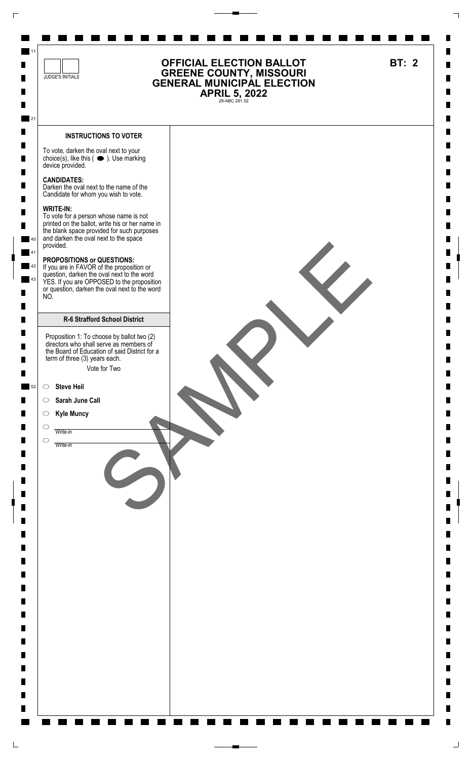JUDGE'S INITIALS

# OFFICIAL ELECTION BALLOT
# GREENE COUNTY, MISSOURI
# GENERAL MUNICIPAL ELECTION
# APRIL 5, 2022

29-ABC 291.02

**BT: 2**

### INSTRUCTIONS TO VOTER

To vote, darken the oval next to your choice(s), like this ( ⬬ ). Use marking device provided.

**CANDIDATES:**
Darken the oval next to the name of the Candidate for whom you wish to vote.

**WRITE-IN:**
To vote for a person whose name is not printed on the ballot, write his or her name in the blank space provided for such purposes and darken the oval next to the space provided.

**PROPOSITIONS or QUESTIONS:**
If you are in FAVOR of the proposition or question, darken the oval next to the word YES. If you are OPPOSED to the proposition or question, darken the oval next to the word NO.

### R-6 Strafford School District

Proposition 1: To choose by ballot two (2) directors who shall serve as members of the Board of Education of said District for a term of three (3) years each.

Vote for Two

- ◯ **Steve Heil**
- ◯ **Sarah June Call**
- ◯ **Kyle Muncy**
- ◯ ______________ Write-in
- ◯ ______________ Write-in

SAMPLE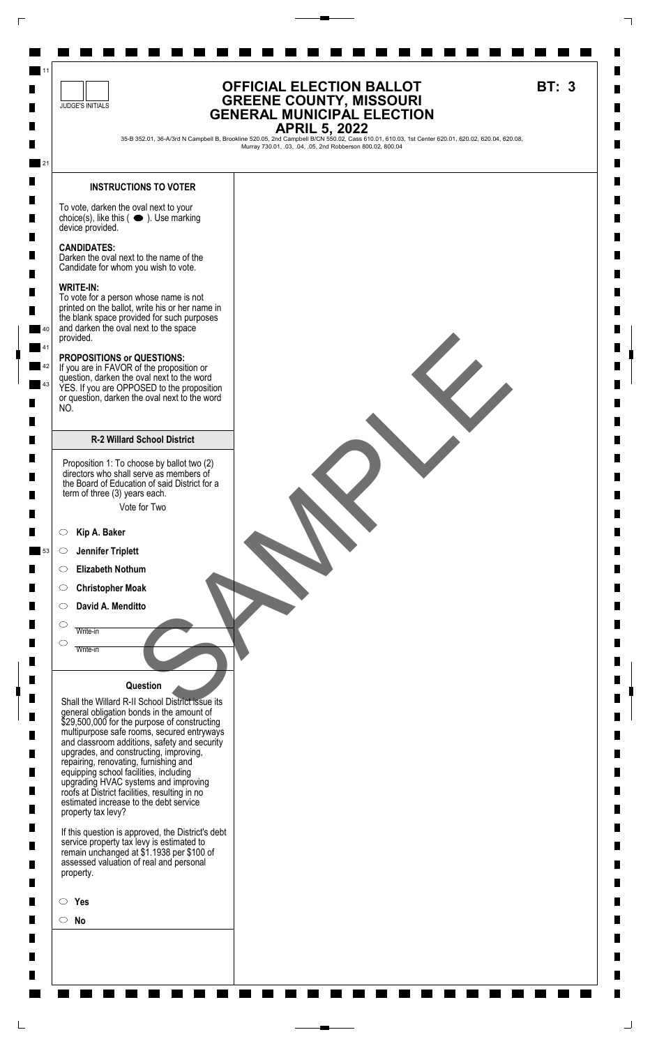JUDGE'S INITIALS

# OFFICIAL ELECTION BALLOT
# GREENE COUNTY, MISSOURI
# GENERAL MUNICIPAL ELECTION
# APRIL 5, 2022

**BT: 3**

35-B 352.01, 36-A/3rd N Campbell B, Brookline 520.05, 2nd Campbell B/CN 550.02, Cass 610.01, 610.03, 1st Center 620.01, 620.02, 620.04, 620.08, Murray 730.01, .03, .04, .05, 2nd Robberson 800.02, 800.04

### INSTRUCTIONS TO VOTER

To vote, darken the oval next to your choice(s), like this ( ⬬ ). Use marking device provided.

**CANDIDATES:**
Darken the oval next to the name of the Candidate for whom you wish to vote.

**WRITE-IN:**
To vote for a person whose name is not printed on the ballot, write his or her name in the blank space provided for such purposes and darken the oval next to the space provided.

**PROPOSITIONS or QUESTIONS:**
If you are in FAVOR of the proposition or question, darken the oval next to the word YES. If you are OPPOSED to the proposition or question, darken the oval next to the word NO.

### R-2 Willard School District

Proposition 1: To choose by ballot two (2) directors who shall serve as members of the Board of Education of said District for a term of three (3) years each.

Vote for Two

- ○ **Kip A. Baker**
- ○ **Jennifer Triplett**
- ○ **Elizabeth Nothum**
- ○ **Christopher Moak**
- ○ **David A. Menditto**
- ○ Write-in
- ○ Write-in

### Question

Shall the Willard R-II School District issue its general obligation bonds in the amount of $29,500,000 for the purpose of constructing multipurpose safe rooms, secured entryways and classroom additions, safety and security upgrades, and constructing, improving, repairing, renovating, furnishing and equipping school facilities, including upgrading HVAC systems and improving roofs at District facilities, resulting in no estimated increase to the debt service property tax levy?

If this question is approved, the District's debt service property tax levy is estimated to remain unchanged at $1.1938 per $100 of assessed valuation of real and personal property.

- ○ **Yes**
- ○ **No**

SAMPLE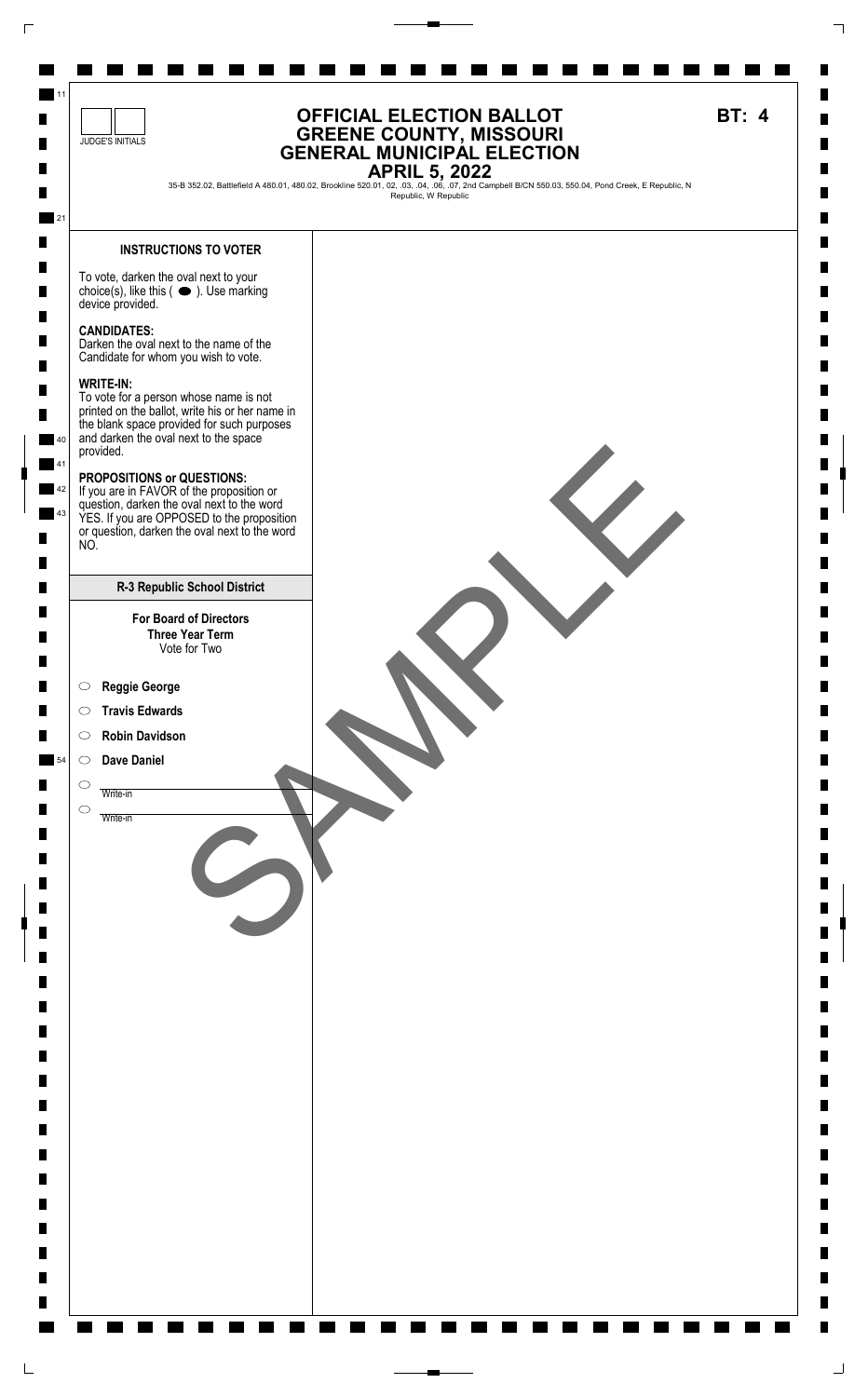JUDGE'S INITIALS

# OFFICIAL ELECTION BALLOT
# GREENE COUNTY, MISSOURI
# GENERAL MUNICIPAL ELECTION
# APRIL 5, 2022

**BT: 4**

35-B 352.02, Battlefield A 480.01, 480.02, Brookline 520.01, 02, .03, .04, .06, .07, 2nd Campbell B/CN 550.03, 550.04, Pond Creek, E Republic, N Republic, W Republic

## INSTRUCTIONS TO VOTER

To vote, darken the oval next to your choice(s), like this ( ⬬ ). Use marking device provided.

**CANDIDATES:**
Darken the oval next to the name of the Candidate for whom you wish to vote.

**WRITE-IN:**
To vote for a person whose name is not printed on the ballot, write his or her name in the blank space provided for such purposes and darken the oval next to the space provided.

**PROPOSITIONS or QUESTIONS:**
If you are in FAVOR of the proposition or question, darken the oval next to the word YES. If you are OPPOSED to the proposition or question, darken the oval next to the word NO.

## R-3 Republic School District

**For Board of Directors**
**Three Year Term**
Vote for Two

- ○ **Reggie George**
- ○ **Travis Edwards**
- ○ **Robin Davidson**
- ○ **Dave Daniel**
- ○ ____________ Write-in
- ○ ____________ Write-in

SAMPLE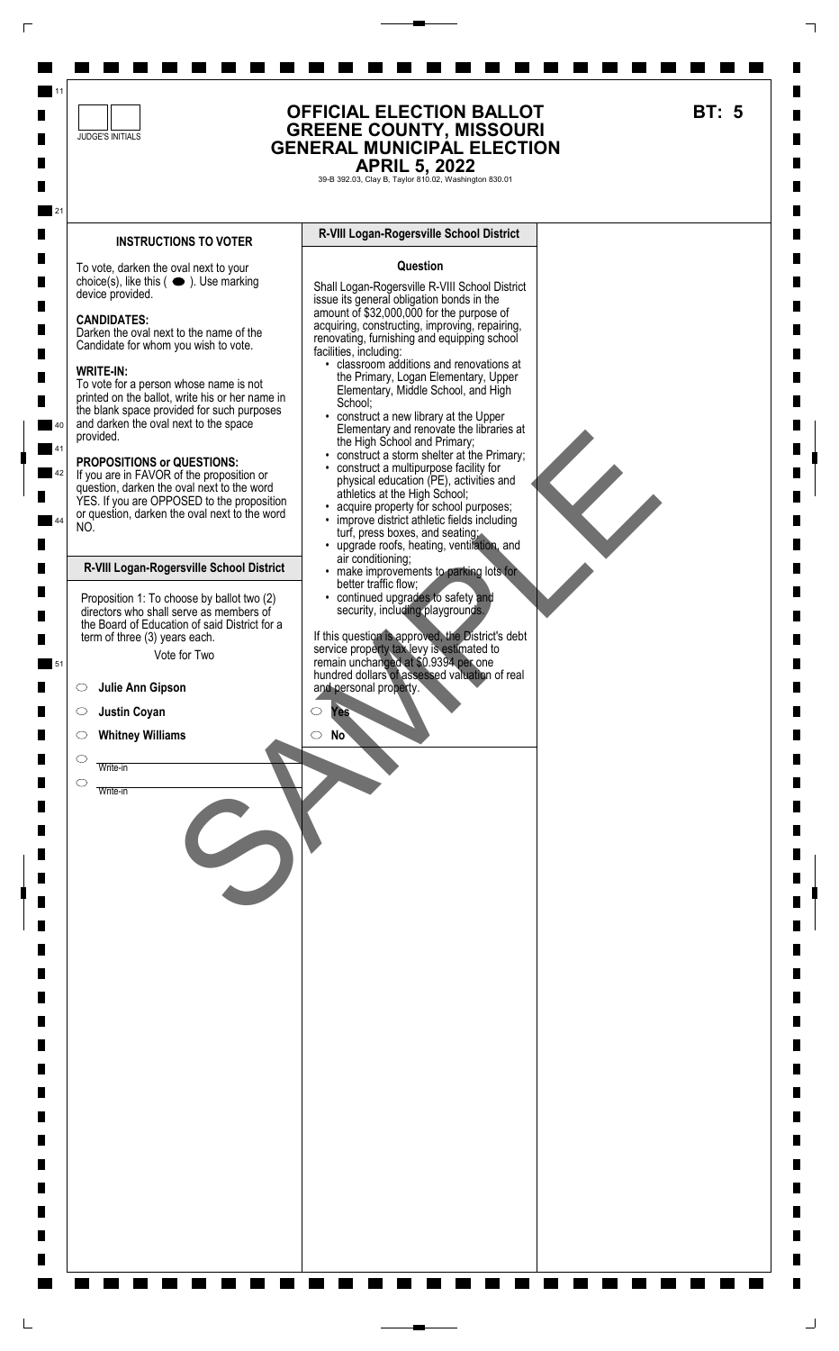JUDGE'S INITIALS

# OFFICIAL ELECTION BALLOT
# GREENE COUNTY, MISSOURI
# GENERAL MUNICIPAL ELECTION
# APRIL 5, 2022

39-B 392.03, Clay B, Taylor 810.02, Washington 830.01

**BT: 5**

## INSTRUCTIONS TO VOTER

To vote, darken the oval next to your choice(s), like this ( ⬬ ). Use marking device provided.

**CANDIDATES:**
Darken the oval next to the name of the Candidate for whom you wish to vote.

**WRITE-IN:**
To vote for a person whose name is not printed on the ballot, write his or her name in the blank space provided for such purposes and darken the oval next to the space provided.

**PROPOSITIONS or QUESTIONS:**
If you are in FAVOR of the proposition or question, darken the oval next to the word YES. If you are OPPOSED to the proposition or question, darken the oval next to the word NO.

## R-VIII Logan-Rogersville School District

Proposition 1: To choose by ballot two (2) directors who shall serve as members of the Board of Education of said District for a term of three (3) years each.

Vote for Two

- ◯ **Julie Ann Gipson**
- ◯ **Justin Coyan**
- ◯ **Whitney Williams**
- ◯ ________ Write-in
- ◯ ________ Write-in

## R-VIII Logan-Rogersville School District

**Question**

Shall Logan-Rogersville R-VIII School District issue its general obligation bonds in the amount of $32,000,000 for the purpose of acquiring, constructing, improving, repairing, renovating, furnishing and equipping school facilities, including:

- classroom additions and renovations at the Primary, Logan Elementary, Upper Elementary, Middle School, and High School;
- construct a new library at the Upper Elementary and renovate the libraries at the High School and Primary;
- construct a storm shelter at the Primary;
- construct a multipurpose facility for physical education (PE), activities and athletics at the High School;
- acquire property for school purposes;
- improve district athletic fields including turf, press boxes, and seating;
- upgrade roofs, heating, ventilation, and air conditioning;
- make improvements to parking lots for better traffic flow;
- continued upgrades to safety and security, including playgrounds.

If this question is approved, the District's debt service property tax levy is estimated to remain unchanged at $0.9394 per one hundred dollars of assessed valuation of real and personal property.

- ◯ **Yes**
- ◯ **No**

SAMPLE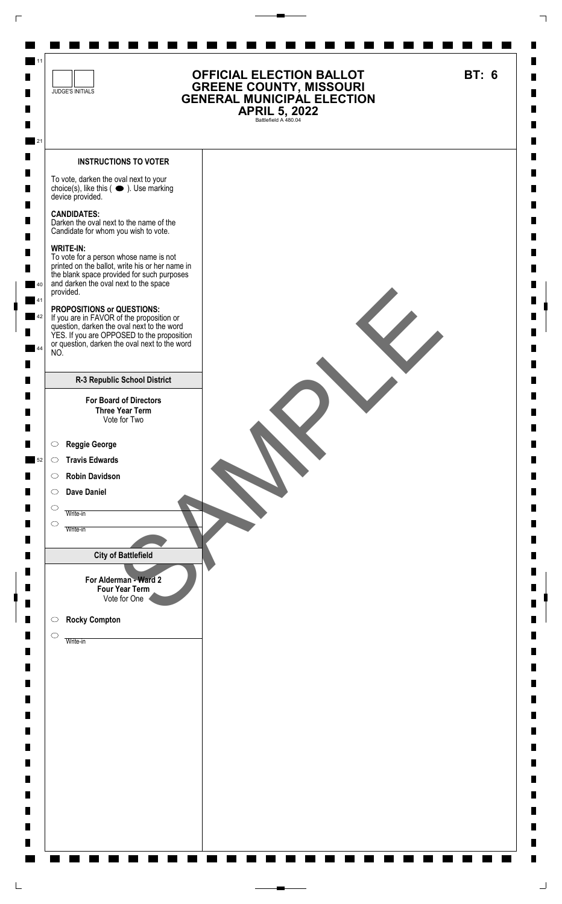JUDGE'S INITIALS

# OFFICIAL ELECTION BALLOT
# GREENE COUNTY, MISSOURI
# GENERAL MUNICIPAL ELECTION
# APRIL 5, 2022

Battlefield A 480.04

**BT: 6**

SAMPLE

## INSTRUCTIONS TO VOTER

To vote, darken the oval next to your choice(s), like this ( ⬬ ). Use marking device provided.

**CANDIDATES:**
Darken the oval next to the name of the Candidate for whom you wish to vote.

**WRITE-IN:**
To vote for a person whose name is not printed on the ballot, write his or her name in the blank space provided for such purposes and darken the oval next to the space provided.

**PROPOSITIONS or QUESTIONS:**
If you are in FAVOR of the proposition or question, darken the oval next to the word YES. If you are OPPOSED to the proposition or question, darken the oval next to the word NO.

## R-3 Republic School District

**For Board of Directors**
**Three Year Term**
Vote for Two

- ○ **Reggie George**
- ○ **Travis Edwards**
- ○ **Robin Davidson**
- ○ **Dave Daniel**
- ○ Write-in
- ○ Write-in

## City of Battlefield

**For Alderman - Ward 2**
**Four Year Term**
Vote for One

- ○ **Rocky Compton**
- ○ Write-in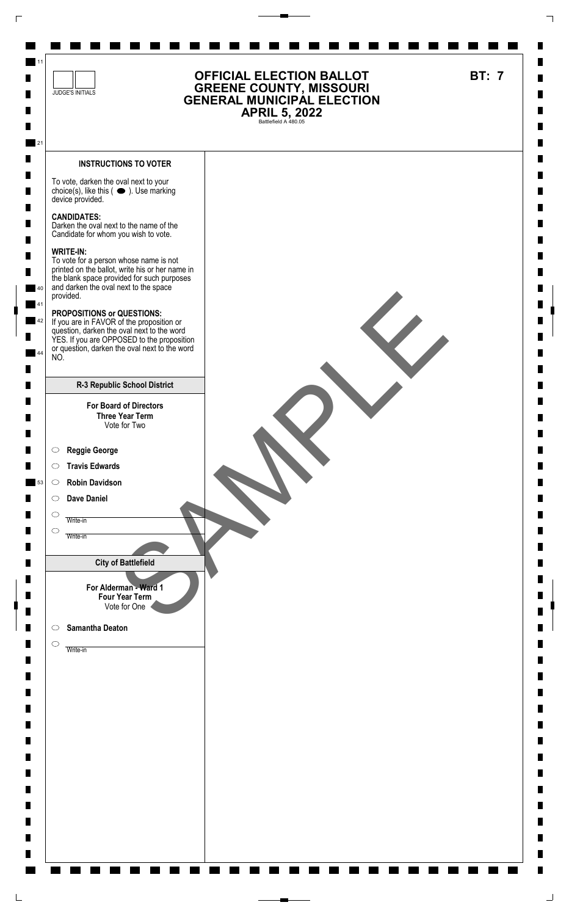JUDGE'S INITIALS

# OFFICIAL ELECTION BALLOT
# GREENE COUNTY, MISSOURI
# GENERAL MUNICIPAL ELECTION
# APRIL 5, 2022

Battlefield A 480.05

**BT: 7**

### INSTRUCTIONS TO VOTER

To vote, darken the oval next to your choice(s), like this ( ⬬ ). Use marking device provided.

**CANDIDATES:**
Darken the oval next to the name of the Candidate for whom you wish to vote.

**WRITE-IN:**
To vote for a person whose name is not printed on the ballot, write his or her name in the blank space provided for such purposes and darken the oval next to the space provided.

**PROPOSITIONS or QUESTIONS:**
If you are in FAVOR of the proposition or question, darken the oval next to the word YES. If you are OPPOSED to the proposition or question, darken the oval next to the word NO.

### R-3 Republic School District

**For Board of Directors**
**Three Year Term**
Vote for Two

- ○ **Reggie George**
- ○ **Travis Edwards**
- ○ **Robin Davidson**
- ○ **Dave Daniel**
- ○ Write-in
- ○ Write-in

### City of Battlefield

**For Alderman - Ward 1**
**Four Year Term**
Vote for One

- ○ **Samantha Deaton**
- ○ Write-in

SAMPLE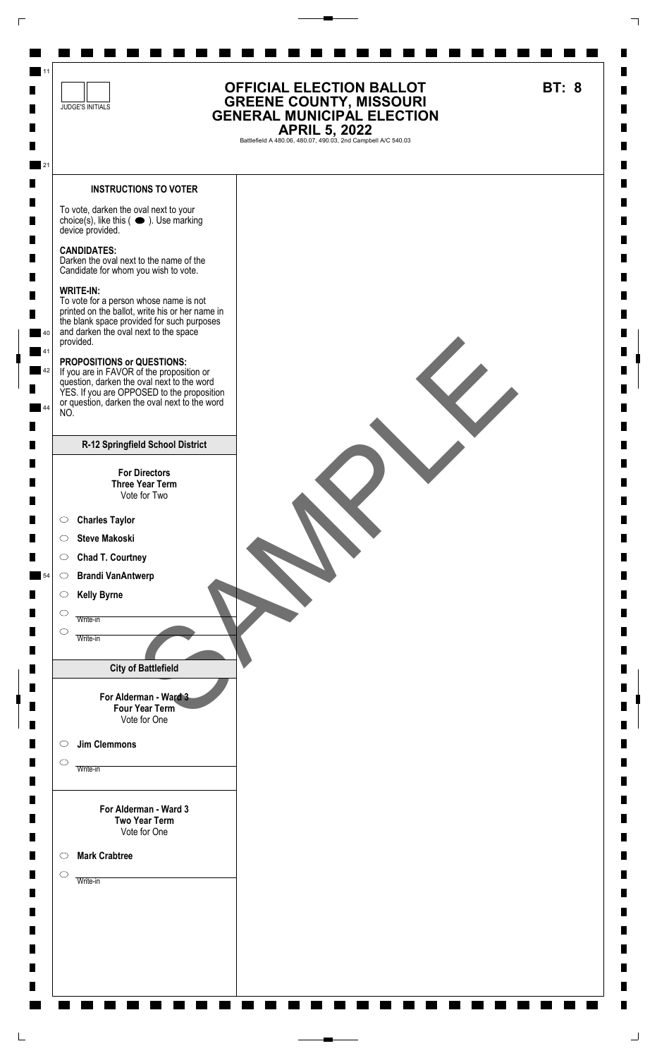JUDGE'S INITIALS

# OFFICIAL ELECTION BALLOT
# GREENE COUNTY, MISSOURI
# GENERAL MUNICIPAL ELECTION
# APRIL 5, 2022

Battlefield A 480.06, 480.07, 490.03, 2nd Campbell A/C 540.03

**BT: 8**

### INSTRUCTIONS TO VOTER

To vote, darken the oval next to your choice(s), like this ( ⬬ ). Use marking device provided.

**CANDIDATES:**
Darken the oval next to the name of the Candidate for whom you wish to vote.

**WRITE-IN:**
To vote for a person whose name is not printed on the ballot, write his or her name in the blank space provided for such purposes and darken the oval next to the space provided.

**PROPOSITIONS or QUESTIONS:**
If you are in FAVOR of the proposition or question, darken the oval next to the word YES. If you are OPPOSED to the proposition or question, darken the oval next to the word NO.

### R-12 Springfield School District

**For Directors**
**Three Year Term**
Vote for Two

- ○ **Charles Taylor**
- ○ **Steve Makoski**
- ○ **Chad T. Courtney**
- ○ **Brandi VanAntwerp**
- ○ **Kelly Byrne**
- ○ ______ Write-in
- ○ ______ Write-in

### City of Battlefield

**For Alderman - Ward 3**
**Four Year Term**
Vote for One

- ○ **Jim Clemmons**
- ○ ______ Write-in

**For Alderman - Ward 3**
**Two Year Term**
Vote for One

- ○ **Mark Crabtree**
- ○ ______ Write-in

SAMPLE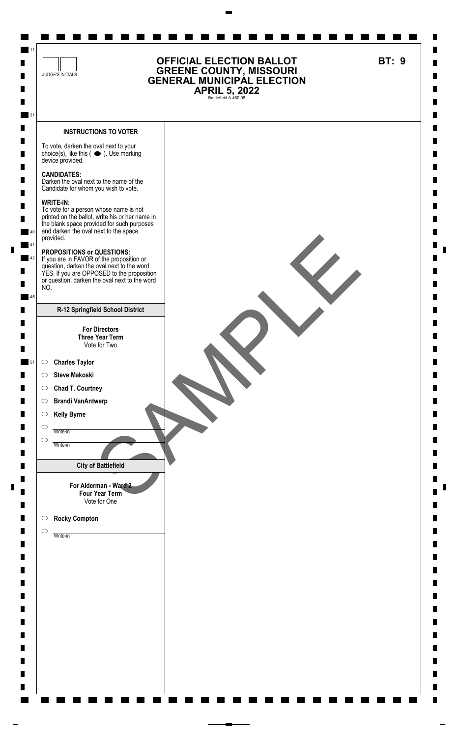JUDGE'S INITIALS

# OFFICIAL ELECTION BALLOT
# GREENE COUNTY, MISSOURI
# GENERAL MUNICIPAL ELECTION
# APRIL 5, 2022

Battlefield A 480.08

**BT: 9**

SAMPLE

### INSTRUCTIONS TO VOTER

To vote, darken the oval next to your choice(s), like this ( ⬬ ). Use marking device provided.

**CANDIDATES:**
Darken the oval next to the name of the Candidate for whom you wish to vote.

**WRITE-IN:**
To vote for a person whose name is not printed on the ballot, write his or her name in the blank space provided for such purposes and darken the oval next to the space provided.

**PROPOSITIONS or QUESTIONS:**
If you are in FAVOR of the proposition or question, darken the oval next to the word YES. If you are OPPOSED to the proposition or question, darken the oval next to the word NO.

### R-12 Springfield School District

**For Directors**
**Three Year Term**
Vote for Two

- ○ **Charles Taylor**
- ○ **Steve Makoski**
- ○ **Chad T. Courtney**
- ○ **Brandi VanAntwerp**
- ○ **Kelly Byrne**
- ○ Write-in
- ○ Write-in

### City of Battlefield

**For Alderman - Ward 2**
**Four Year Term**
Vote for One

- ○ **Rocky Compton**
- ○ Write-in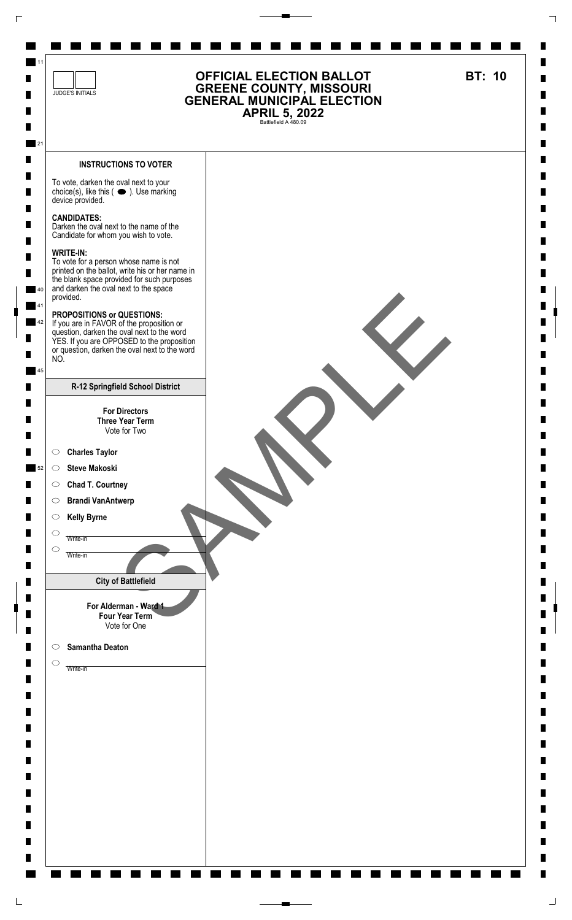JUDGE'S INITIALS

# OFFICIAL ELECTION BALLOT
# GREENE COUNTY, MISSOURI
# GENERAL MUNICIPAL ELECTION
# APRIL 5, 2022

Battlefield A 480.09

**BT: 10**

### INSTRUCTIONS TO VOTER

To vote, darken the oval next to your choice(s), like this ( ⬬ ). Use marking device provided.

**CANDIDATES:**
Darken the oval next to the name of the Candidate for whom you wish to vote.

**WRITE-IN:**
To vote for a person whose name is not printed on the ballot, write his or her name in the blank space provided for such purposes and darken the oval next to the space provided.

**PROPOSITIONS or QUESTIONS:**
If you are in FAVOR of the proposition or question, darken the oval next to the word YES. If you are OPPOSED to the proposition or question, darken the oval next to the word NO.

### R-12 Springfield School District

**For Directors**
**Three Year Term**
Vote for Two

- ○ **Charles Taylor**
- ○ **Steve Makoski**
- ○ **Chad T. Courtney**
- ○ **Brandi VanAntwerp**
- ○ **Kelly Byrne**
- ○ Write-in
- ○ Write-in

### City of Battlefield

**For Alderman - Ward 1**
**Four Year Term**
Vote for One

- ○ **Samantha Deaton**
- ○ Write-in

SAMPLE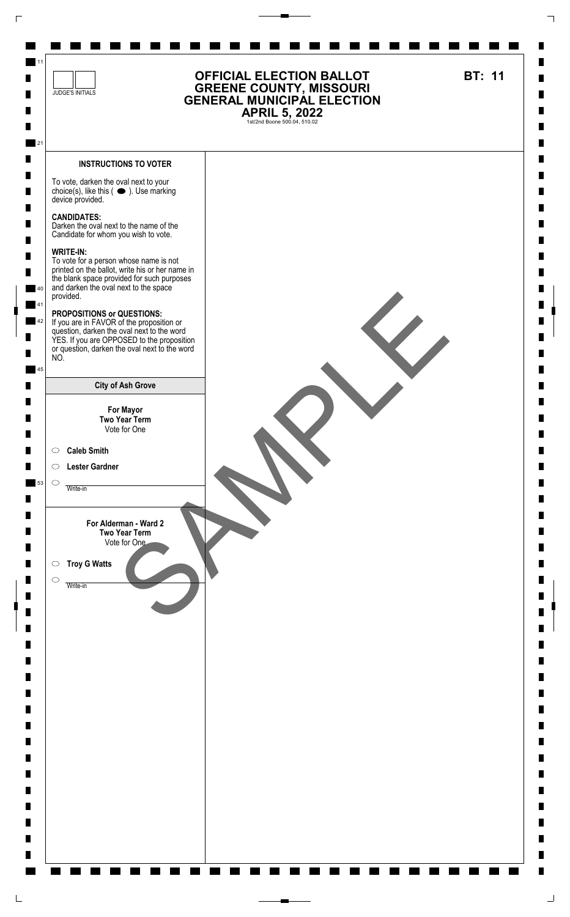JUDGE'S INITIALS

# OFFICIAL ELECTION BALLOT
# GREENE COUNTY, MISSOURI
# GENERAL MUNICIPAL ELECTION
# APRIL 5, 2022

1st/2nd Boone 500.04, 510.02

**BT: 11**

## INSTRUCTIONS TO VOTER

To vote, darken the oval next to your choice(s), like this ( ⬬ ). Use marking device provided.

**CANDIDATES:**
Darken the oval next to the name of the Candidate for whom you wish to vote.

**WRITE-IN:**
To vote for a person whose name is not printed on the ballot, write his or her name in the blank space provided for such purposes and darken the oval next to the space provided.

**PROPOSITIONS or QUESTIONS:**
If you are in FAVOR of the proposition or question, darken the oval next to the word YES. If you are OPPOSED to the proposition or question, darken the oval next to the word NO.

## City of Ash Grove

**For Mayor**
**Two Year Term**
Vote for One

- ○ **Caleb Smith**
- ○ **Lester Gardner**
- ○ Write-in

**For Alderman - Ward 2**
**Two Year Term**
Vote for One

- ○ **Troy G Watts**
- ○ Write-in

SAMPLE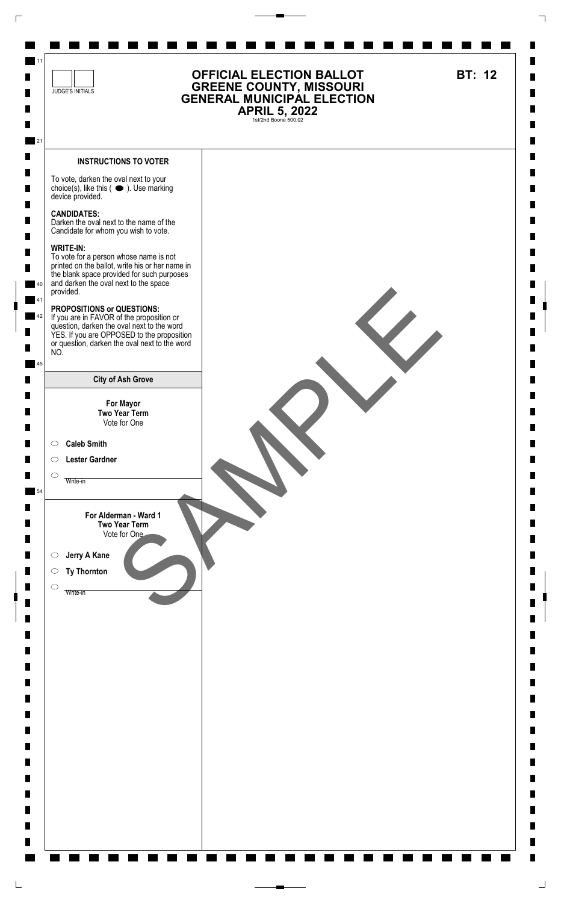JUDGE'S INITIALS

# OFFICIAL ELECTION BALLOT
# GREENE COUNTY, MISSOURI
# GENERAL MUNICIPAL ELECTION
# APRIL 5, 2022

1st/2nd Boone 500.02

**BT: 12**

### INSTRUCTIONS TO VOTER

To vote, darken the oval next to your choice(s), like this ( ⬬ ). Use marking device provided.

**CANDIDATES:**
Darken the oval next to the name of the Candidate for whom you wish to vote.

**WRITE-IN:**
To vote for a person whose name is not printed on the ballot, write his or her name in the blank space provided for such purposes and darken the oval next to the space provided.

**PROPOSITIONS or QUESTIONS:**
If you are in FAVOR of the proposition or question, darken the oval next to the word YES. If you are OPPOSED to the proposition or question, darken the oval next to the word NO.

### City of Ash Grove

**For Mayor**
**Two Year Term**
Vote for One

- ○ **Caleb Smith**
- ○ **Lester Gardner**
- ○ ____________ Write-in

**For Alderman - Ward 1**
**Two Year Term**
Vote for One

- ○ **Jerry A Kane**
- ○ **Ty Thornton**
- ○ ____________ Write-in

SAMPLE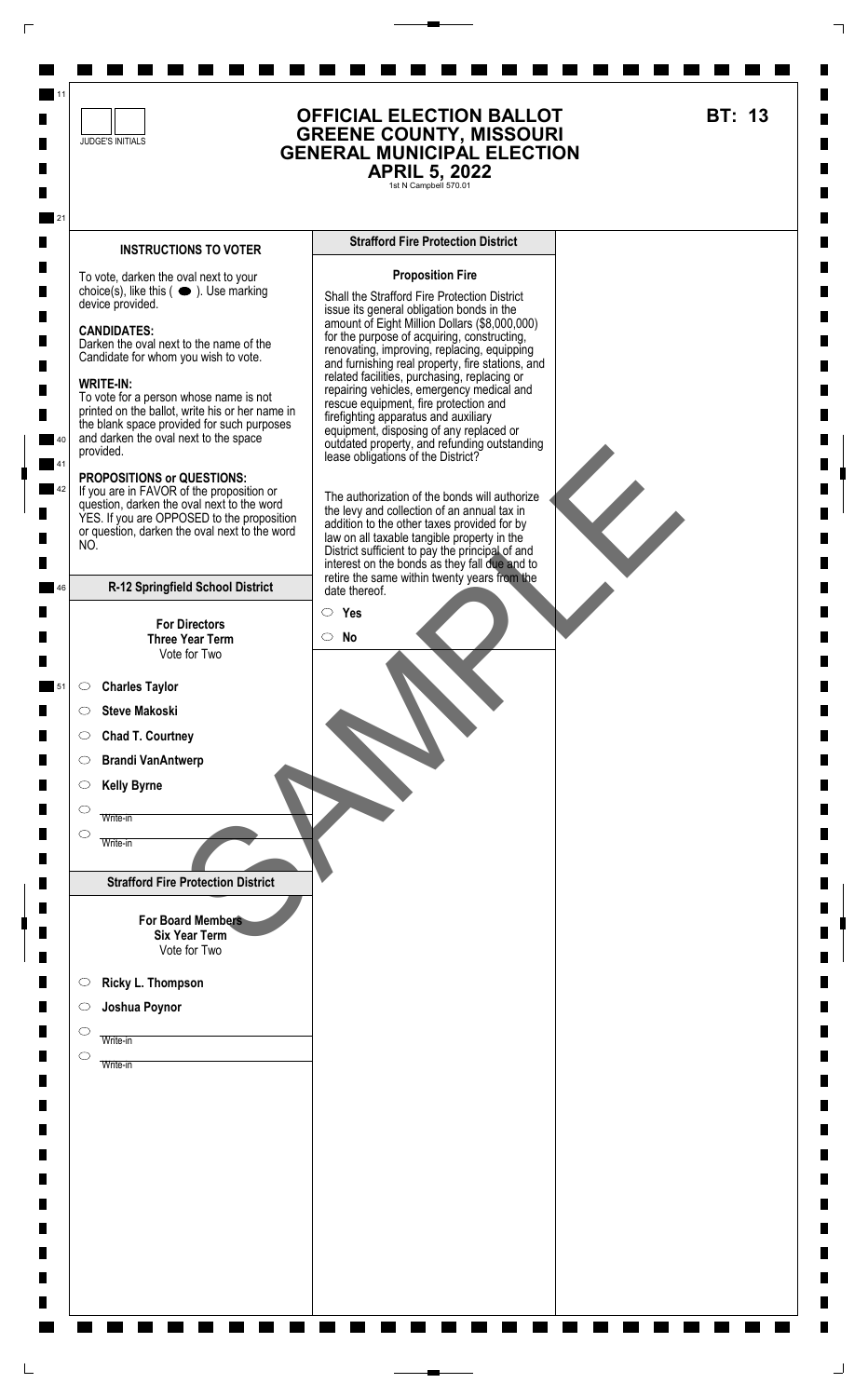JUDGE'S INITIALS

# OFFICIAL ELECTION BALLOT
# GREENE COUNTY, MISSOURI
# GENERAL MUNICIPAL ELECTION
# APRIL 5, 2022

1st N Campbell 570.01

**BT: 13**

### INSTRUCTIONS TO VOTER

To vote, darken the oval next to your choice(s), like this ( ⬬ ). Use marking device provided.

**CANDIDATES:**
Darken the oval next to the name of the Candidate for whom you wish to vote.

**WRITE-IN:**
To vote for a person whose name is not printed on the ballot, write his or her name in the blank space provided for such purposes and darken the oval next to the space provided.

**PROPOSITIONS or QUESTIONS:**
If you are in FAVOR of the proposition or question, darken the oval next to the word YES. If you are OPPOSED to the proposition or question, darken the oval next to the word NO.

### R-12 Springfield School District

**For Directors**
**Three Year Term**
Vote for Two

- ○ **Charles Taylor**
- ○ **Steve Makoski**
- ○ **Chad T. Courtney**
- ○ **Brandi VanAntwerp**
- ○ **Kelly Byrne**
- ○ ____________ Write-in
- ○ ____________ Write-in

### Strafford Fire Protection District

**For Board Members**
**Six Year Term**
Vote for Two

- ○ **Ricky L. Thompson**
- ○ **Joshua Poynor**
- ○ ____________ Write-in
- ○ ____________ Write-in

### Strafford Fire Protection District

**Proposition Fire**

Shall the Strafford Fire Protection District issue its general obligation bonds in the amount of Eight Million Dollars ($8,000,000) for the purpose of acquiring, constructing, renovating, improving, replacing, equipping and furnishing real property, fire stations, and related facilities, purchasing, replacing or repairing vehicles, emergency medical and rescue equipment, fire protection and firefighting apparatus and auxiliary equipment, disposing of any replaced or outdated property, and refunding outstanding lease obligations of the District?

The authorization of the bonds will authorize the levy and collection of an annual tax in addition to the other taxes provided for by law on all taxable tangible property in the District sufficient to pay the principal of and interest on the bonds as they fall due and to retire the same within twenty years from the date thereof.

- ○ **Yes**
- ○ **No**

SAMPLE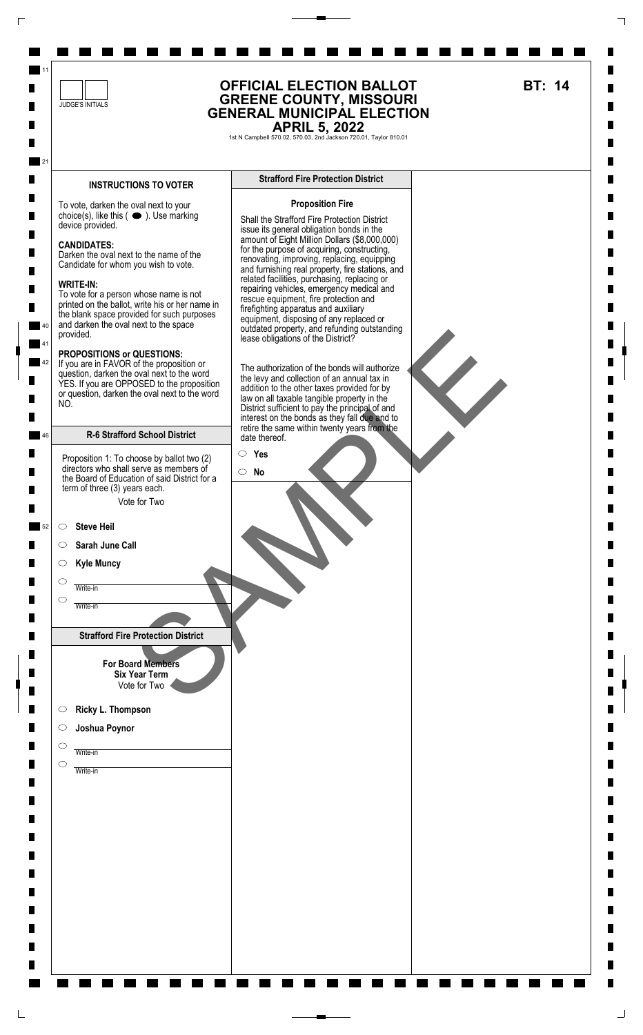JUDGE'S INITIALS

# OFFICIAL ELECTION BALLOT
# GREENE COUNTY, MISSOURI
# GENERAL MUNICIPAL ELECTION
# APRIL 5, 2022

1st N Campbell 570.02, 570.03, 2nd Jackson 720.01, Taylor 810.01

**BT: 14**

## INSTRUCTIONS TO VOTER

To vote, darken the oval next to your choice(s), like this ( ⬬ ). Use marking device provided.

**CANDIDATES:**
Darken the oval next to the name of the Candidate for whom you wish to vote.

**WRITE-IN:**
To vote for a person whose name is not printed on the ballot, write his or her name in the blank space provided for such purposes and darken the oval next to the space provided.

**PROPOSITIONS or QUESTIONS:**
If you are in FAVOR of the proposition or question, darken the oval next to the word YES. If you are OPPOSED to the proposition or question, darken the oval next to the word NO.

## R-6 Strafford School District

Proposition 1: To choose by ballot two (2) directors who shall serve as members of the Board of Education of said District for a term of three (3) years each.

Vote for Two

- ◯ **Steve Heil**
- ◯ **Sarah June Call**
- ◯ **Kyle Muncy**
- ◯ Write-in
- ◯ Write-in

## Strafford Fire Protection District

**For Board Members**
**Six Year Term**
Vote for Two

- ◯ **Ricky L. Thompson**
- ◯ **Joshua Poynor**
- ◯ Write-in
- ◯ Write-in

## Strafford Fire Protection District

**Proposition Fire**

Shall the Strafford Fire Protection District issue its general obligation bonds in the amount of Eight Million Dollars ($8,000,000) for the purpose of acquiring, constructing, renovating, improving, replacing, equipping and furnishing real property, fire stations, and related facilities, purchasing, replacing or repairing vehicles, emergency medical and rescue equipment, fire protection and firefighting apparatus and auxiliary equipment, disposing of any replaced or outdated property, and refunding outstanding lease obligations of the District?

The authorization of the bonds will authorize the levy and collection of an annual tax in addition to the other taxes provided for by law on all taxable tangible property in the District sufficient to pay the principal of and interest on the bonds as they fall due and to retire the same within twenty years from the date thereof.

- ◯ **Yes**
- ◯ **No**

SAMPLE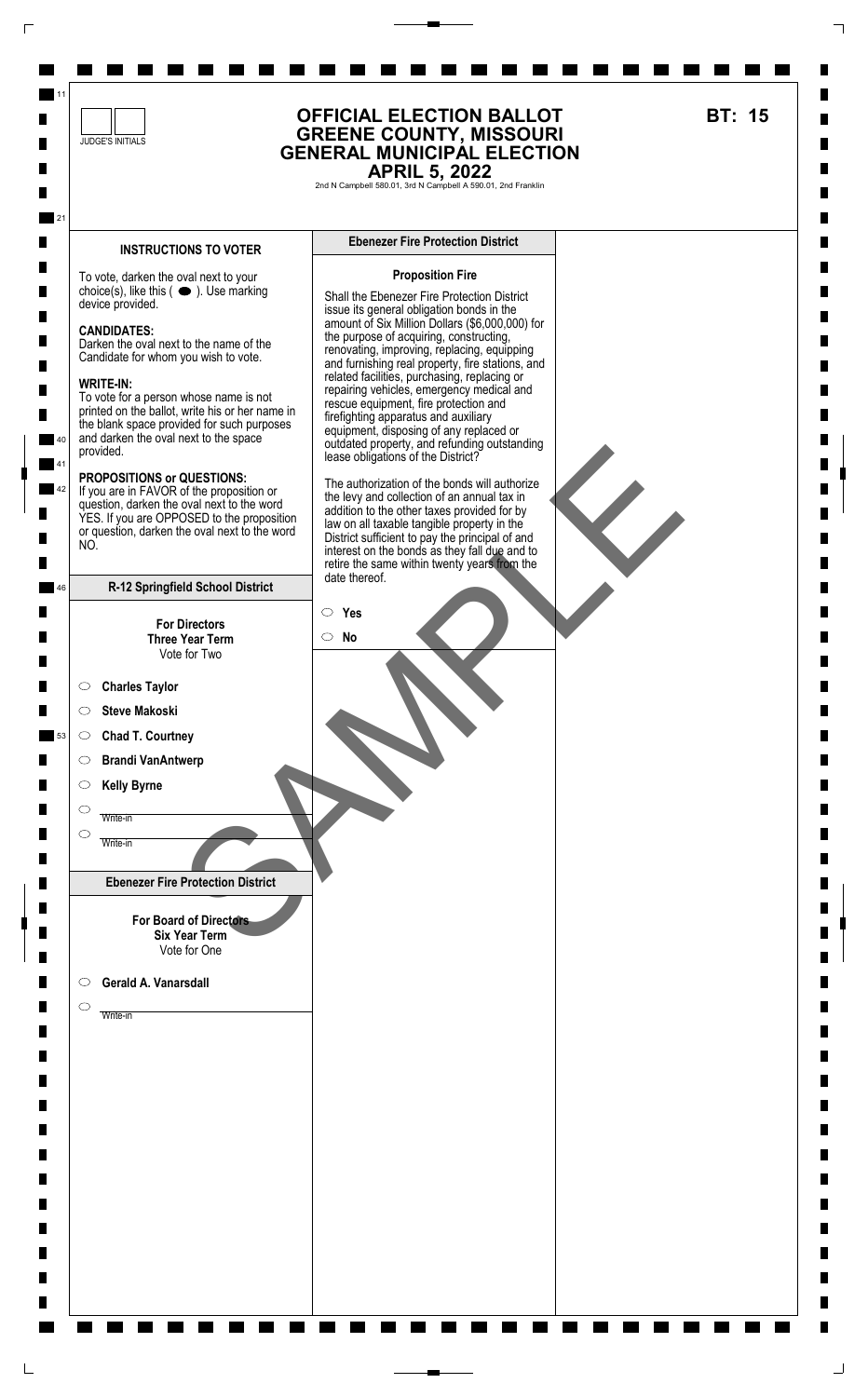JUDGE'S INITIALS

# OFFICIAL ELECTION BALLOT
# GREENE COUNTY, MISSOURI
# GENERAL MUNICIPAL ELECTION
# APRIL 5, 2022

2nd N Campbell 580.01, 3rd N Campbell A 590.01, 2nd Franklin

**BT: 15**

## INSTRUCTIONS TO VOTER

To vote, darken the oval next to your choice(s), like this ( ⬬ ). Use marking device provided.

**CANDIDATES:**
Darken the oval next to the name of the Candidate for whom you wish to vote.

**WRITE-IN:**
To vote for a person whose name is not printed on the ballot, write his or her name in the blank space provided for such purposes and darken the oval next to the space provided.

**PROPOSITIONS or QUESTIONS:**
If you are in FAVOR of the proposition or question, darken the oval next to the word YES. If you are OPPOSED to the proposition or question, darken the oval next to the word NO.

## R-12 Springfield School District

**For Directors**
**Three Year Term**
Vote for Two

- ◯ **Charles Taylor**
- ◯ **Steve Makoski**
- ◯ **Chad T. Courtney**
- ◯ **Brandi VanAntwerp**
- ◯ **Kelly Byrne**
- ◯ Write-in
- ◯ Write-in

## Ebenezer Fire Protection District

**For Board of Directors**
**Six Year Term**
Vote for One

- ◯ **Gerald A. Vanarsdall**
- ◯ Write-in

## Ebenezer Fire Protection District

**Proposition Fire**

Shall the Ebenezer Fire Protection District issue its general obligation bonds in the amount of Six Million Dollars ($6,000,000) for the purpose of acquiring, constructing, renovating, improving, replacing, equipping and furnishing real property, fire stations, and related facilities, purchasing, replacing or repairing vehicles, emergency medical and rescue equipment, fire protection and firefighting apparatus and auxiliary equipment, disposing of any replaced or outdated property, and refunding outstanding lease obligations of the District?

The authorization of the bonds will authorize the levy and collection of an annual tax in addition to the other taxes provided for by law on all taxable tangible property in the District sufficient to pay the principal of and interest on the bonds as they fall due and to retire the same within twenty years from the date thereof.

- ◯ **Yes**
- ◯ **No**

SAMPLE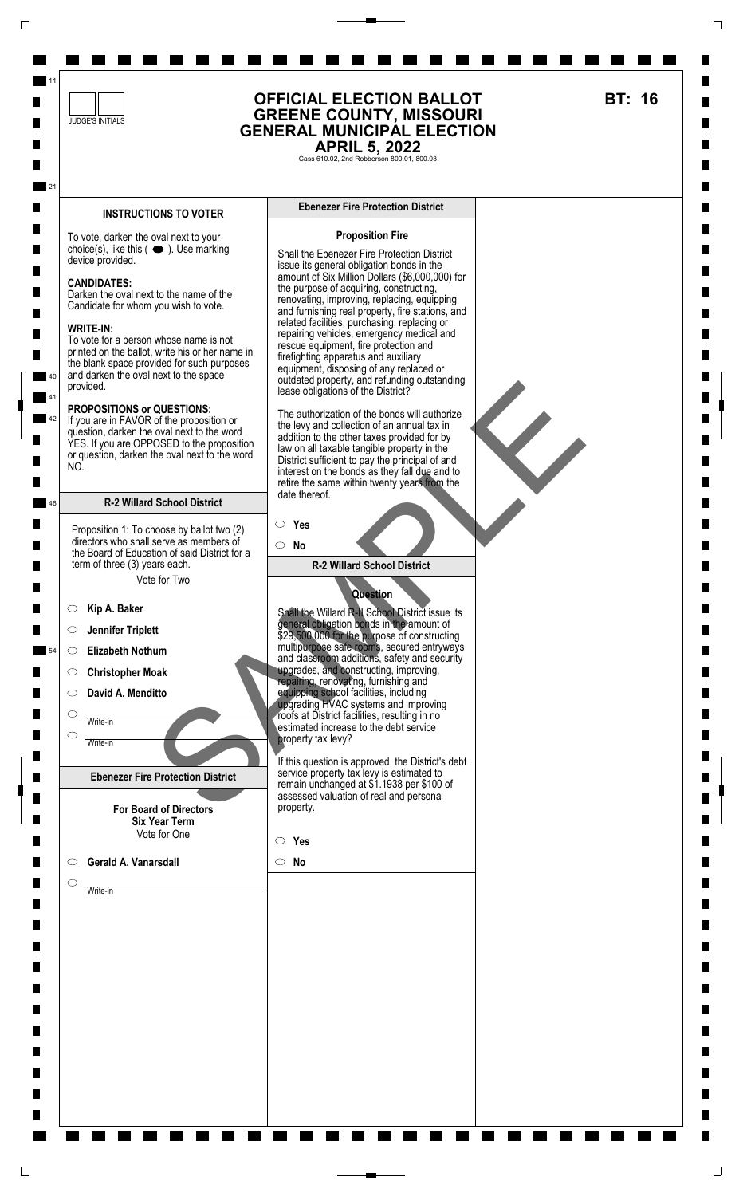JUDGE'S INITIALS

# OFFICIAL ELECTION BALLOT
# GREENE COUNTY, MISSOURI
# GENERAL MUNICIPAL ELECTION
# APRIL 5, 2022

Cass 610.02, 2nd Robberson 800.01, 800.03

**BT: 16**

## INSTRUCTIONS TO VOTER

To vote, darken the oval next to your choice(s), like this ( ⬬ ). Use marking device provided.

**CANDIDATES:**
Darken the oval next to the name of the Candidate for whom you wish to vote.

**WRITE-IN:**
To vote for a person whose name is not printed on the ballot, write his or her name in the blank space provided for such purposes and darken the oval next to the space provided.

**PROPOSITIONS or QUESTIONS:**
If you are in FAVOR of the proposition or question, darken the oval next to the word YES. If you are OPPOSED to the proposition or question, darken the oval next to the word NO.

## R-2 Willard School District

Proposition 1: To choose by ballot two (2) directors who shall serve as members of the Board of Education of said District for a term of three (3) years each.

Vote for Two

- ◯ **Kip A. Baker**
- ◯ **Jennifer Triplett**
- ◯ **Elizabeth Nothum**
- ◯ **Christopher Moak**
- ◯ **David A. Menditto**
- ◯ Write-in
- ◯ Write-in

## Ebenezer Fire Protection District

**For Board of Directors**
**Six Year Term**
Vote for One

- ◯ **Gerald A. Vanarsdall**
- ◯ Write-in

## Ebenezer Fire Protection District

**Proposition Fire**

Shall the Ebenezer Fire Protection District issue its general obligation bonds in the amount of Six Million Dollars ($6,000,000) for the purpose of acquiring, constructing, renovating, improving, replacing, equipping and furnishing real property, fire stations, and related facilities, purchasing, replacing or repairing vehicles, emergency medical and rescue equipment, fire protection and firefighting apparatus and auxiliary equipment, disposing of any replaced or outdated property, and refunding outstanding lease obligations of the District?

The authorization of the bonds will authorize the levy and collection of an annual tax in addition to the other taxes provided for by law on all taxable tangible property in the District sufficient to pay the principal of and interest on the bonds as they fall due and to retire the same within twenty years from the date thereof.

- ◯ **Yes**
- ◯ **No**

## R-2 Willard School District

**Question**

Shall the Willard R-II School District issue its general obligation bonds in the amount of $29,500,000 for the purpose of constructing multipurpose safe rooms, secured entryways and classroom additions, safety and security upgrades, and constructing, improving, repairing, renovating, furnishing and equipping school facilities, including upgrading HVAC systems and improving roofs at District facilities, resulting in no estimated increase to the debt service property tax levy?

If this question is approved, the District's debt service property tax levy is estimated to remain unchanged at $1.1938 per $100 of assessed valuation of real and personal property.

- ◯ **Yes**
- ◯ **No**

SAMPLE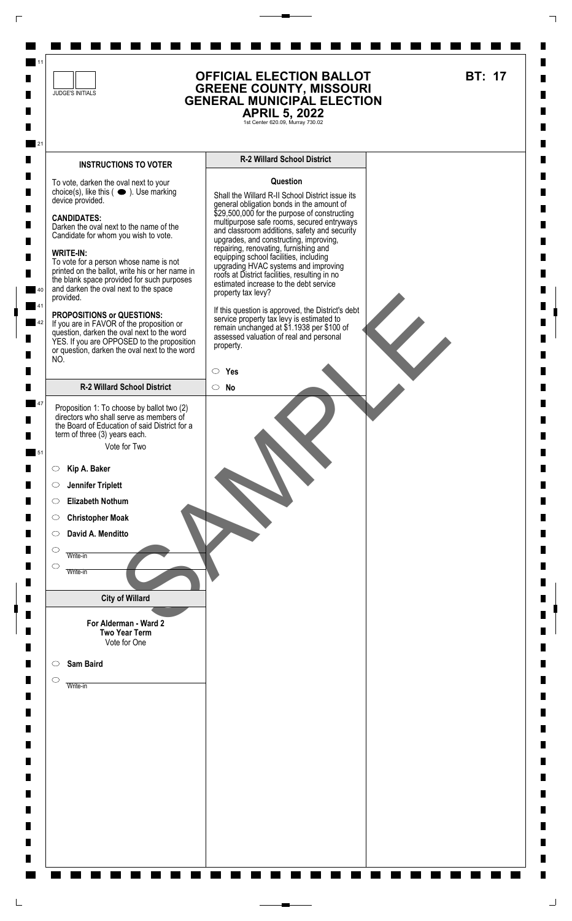JUDGE'S INITIALS

# OFFICIAL ELECTION BALLOT
# GREENE COUNTY, MISSOURI
# GENERAL MUNICIPAL ELECTION
# APRIL 5, 2022

1st Center 620.09, Murray 730.02

**BT: 17**

## INSTRUCTIONS TO VOTER

To vote, darken the oval next to your choice(s), like this ( ⬬ ). Use marking device provided.

**CANDIDATES:**
Darken the oval next to the name of the Candidate for whom you wish to vote.

**WRITE-IN:**
To vote for a person whose name is not printed on the ballot, write his or her name in the blank space provided for such purposes and darken the oval next to the space provided.

**PROPOSITIONS or QUESTIONS:**
If you are in FAVOR of the proposition or question, darken the oval next to the word YES. If you are OPPOSED to the proposition or question, darken the oval next to the word NO.

## R-2 Willard School District

Proposition 1: To choose by ballot two (2) directors who shall serve as members of the Board of Education of said District for a term of three (3) years each.

Vote for Two

- ◯ **Kip A. Baker**
- ◯ **Jennifer Triplett**
- ◯ **Elizabeth Nothum**
- ◯ **Christopher Moak**
- ◯ **David A. Menditto**
- ◯ ______ Write-in
- ◯ ______ Write-in

## City of Willard

**For Alderman - Ward 2**
**Two Year Term**
Vote for One

- ◯ **Sam Baird**
- ◯ ______ Write-in

## R-2 Willard School District

**Question**

Shall the Willard R-II School District issue its general obligation bonds in the amount of $29,500,000 for the purpose of constructing multipurpose safe rooms, secured entryways and classroom additions, safety and security upgrades, and constructing, improving, repairing, renovating, furnishing and equipping school facilities, including upgrading HVAC systems and improving roofs at District facilities, resulting in no estimated increase to the debt service property tax levy?

If this question is approved, the District's debt service property tax levy is estimated to remain unchanged at $1.1938 per $100 of assessed valuation of real and personal property.

- ◯ **Yes**
- ◯ **No**

SAMPLE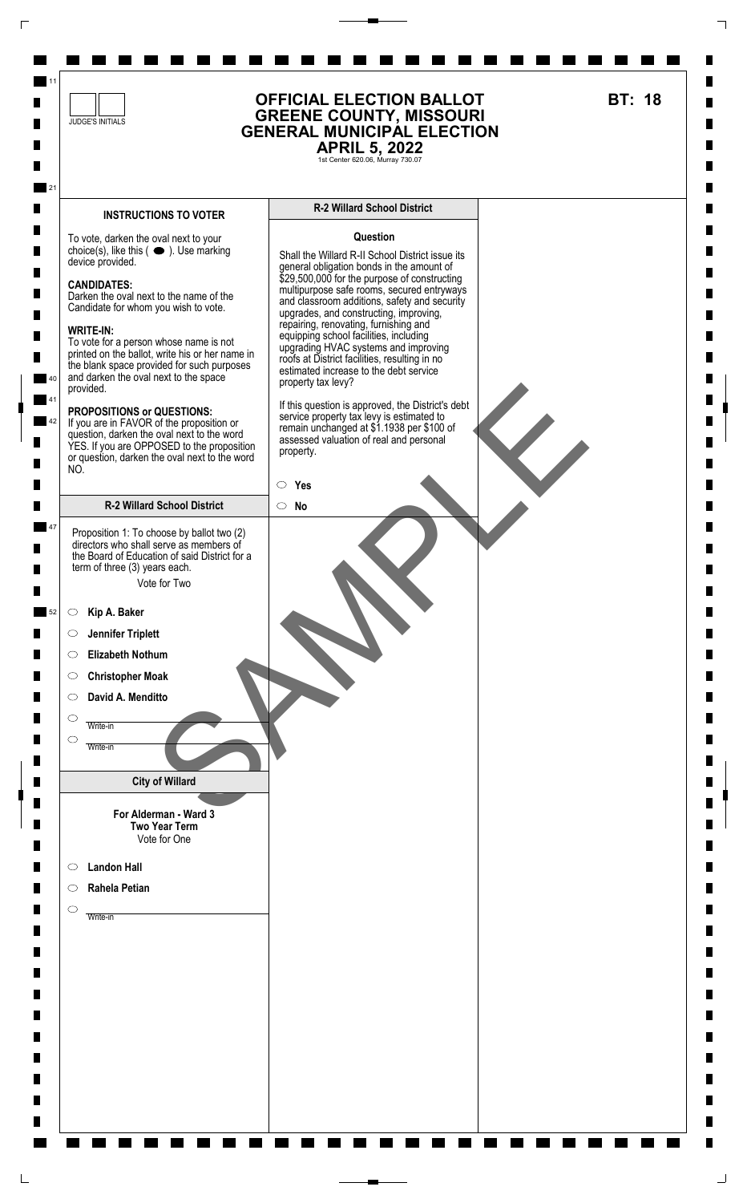JUDGE'S INITIALS

# OFFICIAL ELECTION BALLOT
# GREENE COUNTY, MISSOURI
# GENERAL MUNICIPAL ELECTION
# APRIL 5, 2022

1st Center 620.06, Murray 730.07

**BT: 18**

## INSTRUCTIONS TO VOTER

To vote, darken the oval next to your choice(s), like this ( ⬬ ). Use marking device provided.

**CANDIDATES:**
Darken the oval next to the name of the Candidate for whom you wish to vote.

**WRITE-IN:**
To vote for a person whose name is not printed on the ballot, write his or her name in the blank space provided for such purposes and darken the oval next to the space provided.

**PROPOSITIONS or QUESTIONS:**
If you are in FAVOR of the proposition or question, darken the oval next to the word YES. If you are OPPOSED to the proposition or question, darken the oval next to the word NO.

## R-2 Willard School District

Proposition 1: To choose by ballot two (2) directors who shall serve as members of the Board of Education of said District for a term of three (3) years each.

Vote for Two

- ○ **Kip A. Baker**
- ○ **Jennifer Triplett**
- ○ **Elizabeth Nothum**
- ○ **Christopher Moak**
- ○ **David A. Menditto**
- ○ Write-in
- ○ Write-in

## City of Willard

**For Alderman - Ward 3**
**Two Year Term**
Vote for One

- ○ **Landon Hall**
- ○ **Rahela Petian**
- ○ Write-in

## R-2 Willard School District

**Question**

Shall the Willard R-II School District issue its general obligation bonds in the amount of $29,500,000 for the purpose of constructing multipurpose safe rooms, secured entryways and classroom additions, safety and security upgrades, and constructing, improving, repairing, renovating, furnishing and equipping school facilities, including upgrading HVAC systems and improving roofs at District facilities, resulting in no estimated increase to the debt service property tax levy?

If this question is approved, the District's debt service property tax levy is estimated to remain unchanged at $1.1938 per $100 of assessed valuation of real and personal property.

- ○ **Yes**
- ○ **No**

SAMPLE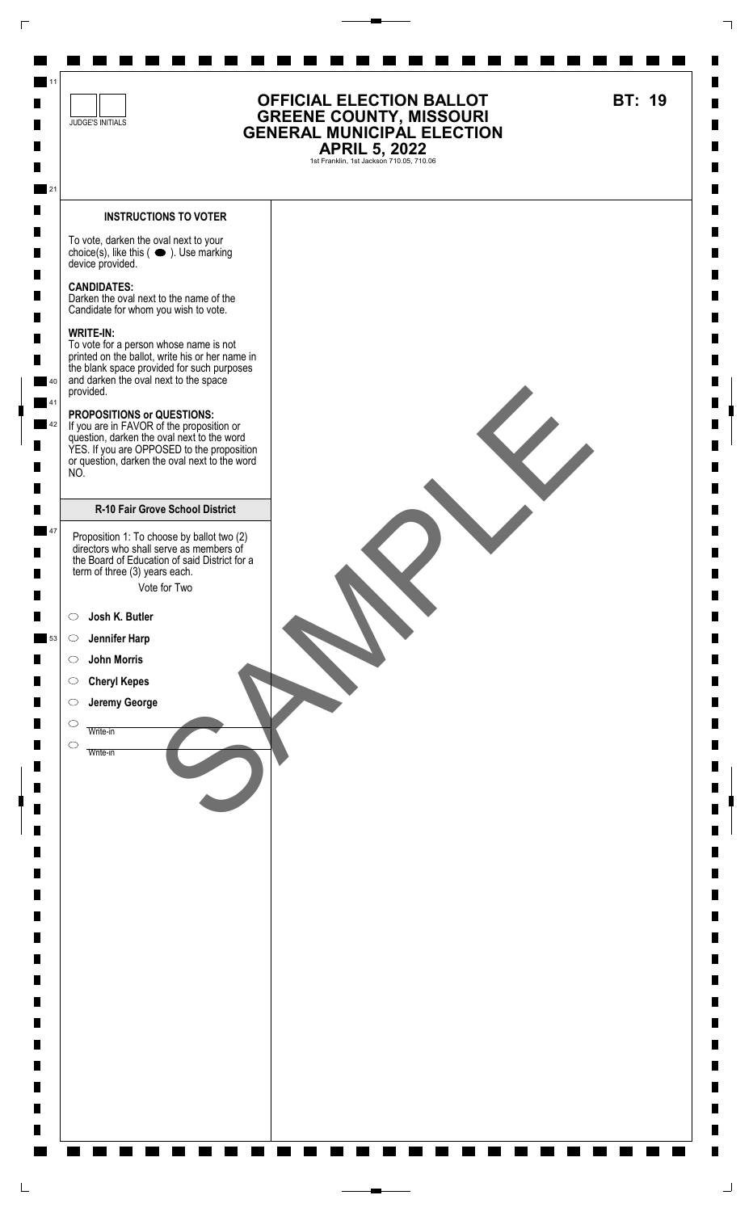JUDGE'S INITIALS

# OFFICIAL ELECTION BALLOT
# GREENE COUNTY, MISSOURI
# GENERAL MUNICIPAL ELECTION
# APRIL 5, 2022

1st Franklin, 1st Jackson 710.05, 710.06

**BT: 19**

### INSTRUCTIONS TO VOTER

To vote, darken the oval next to your choice(s), like this ( ⬬ ). Use marking device provided.

**CANDIDATES:**
Darken the oval next to the name of the Candidate for whom you wish to vote.

**WRITE-IN:**
To vote for a person whose name is not printed on the ballot, write his or her name in the blank space provided for such purposes and darken the oval next to the space provided.

**PROPOSITIONS or QUESTIONS:**
If you are in FAVOR of the proposition or question, darken the oval next to the word YES. If you are OPPOSED to the proposition or question, darken the oval next to the word NO.

### R-10 Fair Grove School District

Proposition 1: To choose by ballot two (2) directors who shall serve as members of the Board of Education of said District for a term of three (3) years each.

Vote for Two

- ◯ **Josh K. Butler**
- ◯ **Jennifer Harp**
- ◯ **John Morris**
- ◯ **Cheryl Kepes**
- ◯ **Jeremy George**
- ◯ Write-in
- ◯ Write-in

SAMPLE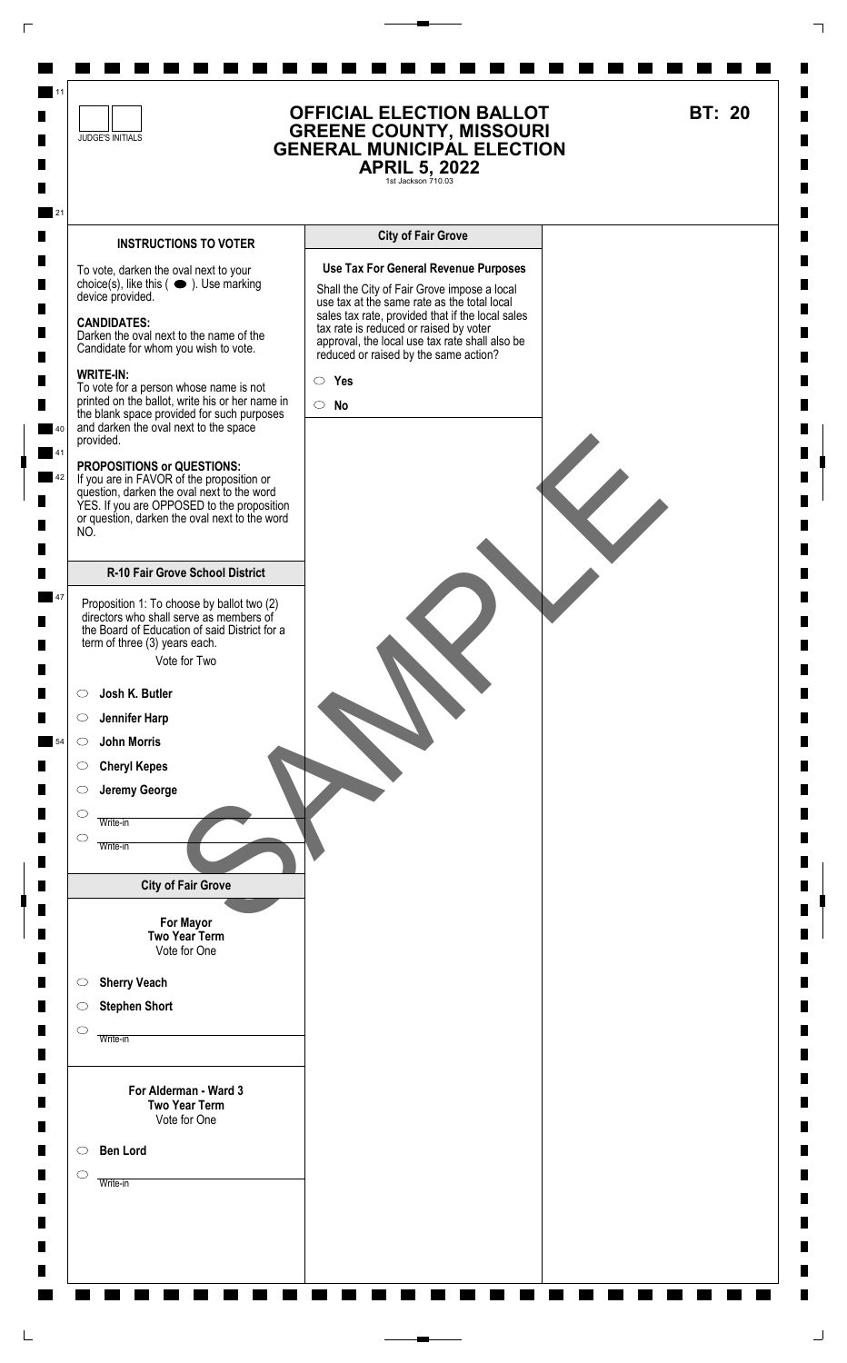JUDGE'S INITIALS

# OFFICIAL ELECTION BALLOT
# GREENE COUNTY, MISSOURI
# GENERAL MUNICIPAL ELECTION
# APRIL 5, 2022

1st Jackson 710.03

**BT: 20**

## INSTRUCTIONS TO VOTER

To vote, darken the oval next to your choice(s), like this ( ⬬ ). Use marking device provided.

**CANDIDATES:**
Darken the oval next to the name of the Candidate for whom you wish to vote.

**WRITE-IN:**
To vote for a person whose name is not printed on the ballot, write his or her name in the blank space provided for such purposes and darken the oval next to the space provided.

**PROPOSITIONS or QUESTIONS:**
If you are in FAVOR of the proposition or question, darken the oval next to the word YES. If you are OPPOSED to the proposition or question, darken the oval next to the word NO.

## R-10 Fair Grove School District

Proposition 1: To choose by ballot two (2) directors who shall serve as members of the Board of Education of said District for a term of three (3) years each.

Vote for Two

- ○ **Josh K. Butler**
- ○ **Jennifer Harp**
- ○ **John Morris**
- ○ **Cheryl Kepes**
- ○ **Jeremy George**
- ○ Write-in
- ○ Write-in

## City of Fair Grove

**For Mayor**
**Two Year Term**
Vote for One

- ○ **Sherry Veach**
- ○ **Stephen Short**
- ○ Write-in

**For Alderman - Ward 3**
**Two Year Term**
Vote for One

- ○ **Ben Lord**
- ○ Write-in

## City of Fair Grove

**Use Tax For General Revenue Purposes**

Shall the City of Fair Grove impose a local use tax at the same rate as the total local sales tax rate, provided that if the local sales tax rate is reduced or raised by voter approval, the local use tax rate shall also be reduced or raised by the same action?

- ○ **Yes**
- ○ **No**

SAMPLE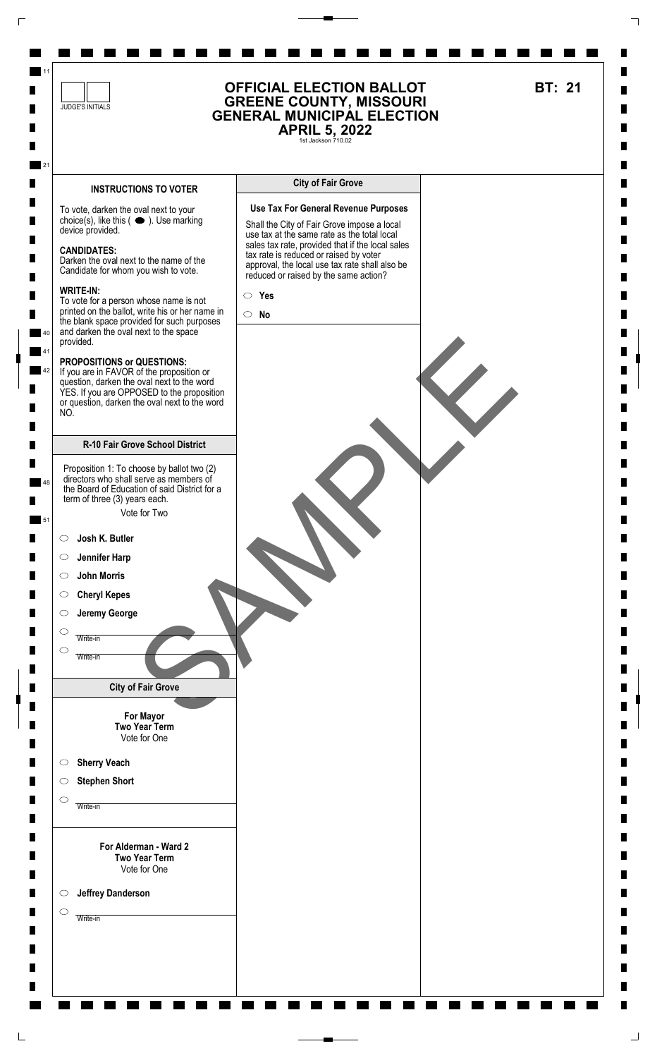JUDGE'S INITIALS

# OFFICIAL ELECTION BALLOT
# GREENE COUNTY, MISSOURI
# GENERAL MUNICIPAL ELECTION
# APRIL 5, 2022

1st Jackson 710.02

**BT: 21**

## INSTRUCTIONS TO VOTER

To vote, darken the oval next to your choice(s), like this ( ● ). Use marking device provided.

**CANDIDATES:**
Darken the oval next to the name of the Candidate for whom you wish to vote.

**WRITE-IN:**
To vote for a person whose name is not printed on the ballot, write his or her name in the blank space provided for such purposes and darken the oval next to the space provided.

**PROPOSITIONS or QUESTIONS:**
If you are in FAVOR of the proposition or question, darken the oval next to the word YES. If you are OPPOSED to the proposition or question, darken the oval next to the word NO.

## R-10 Fair Grove School District

Proposition 1: To choose by ballot two (2) directors who shall serve as members of the Board of Education of said District for a term of three (3) years each.

Vote for Two

- ○ **Josh K. Butler**
- ○ **Jennifer Harp**
- ○ **John Morris**
- ○ **Cheryl Kepes**
- ○ **Jeremy George**
- ○ Write-in
- ○ Write-in

## City of Fair Grove

**For Mayor**
**Two Year Term**
Vote for One

- ○ **Sherry Veach**
- ○ **Stephen Short**
- ○ Write-in

**For Alderman - Ward 2**
**Two Year Term**
Vote for One

- ○ **Jeffrey Danderson**
- ○ Write-in

## City of Fair Grove

**Use Tax For General Revenue Purposes**

Shall the City of Fair Grove impose a local use tax at the same rate as the total local sales tax rate, provided that if the local sales tax rate is reduced or raised by voter approval, the local use tax rate shall also be reduced or raised by the same action?

- ○ **Yes**
- ○ **No**

SAMPLE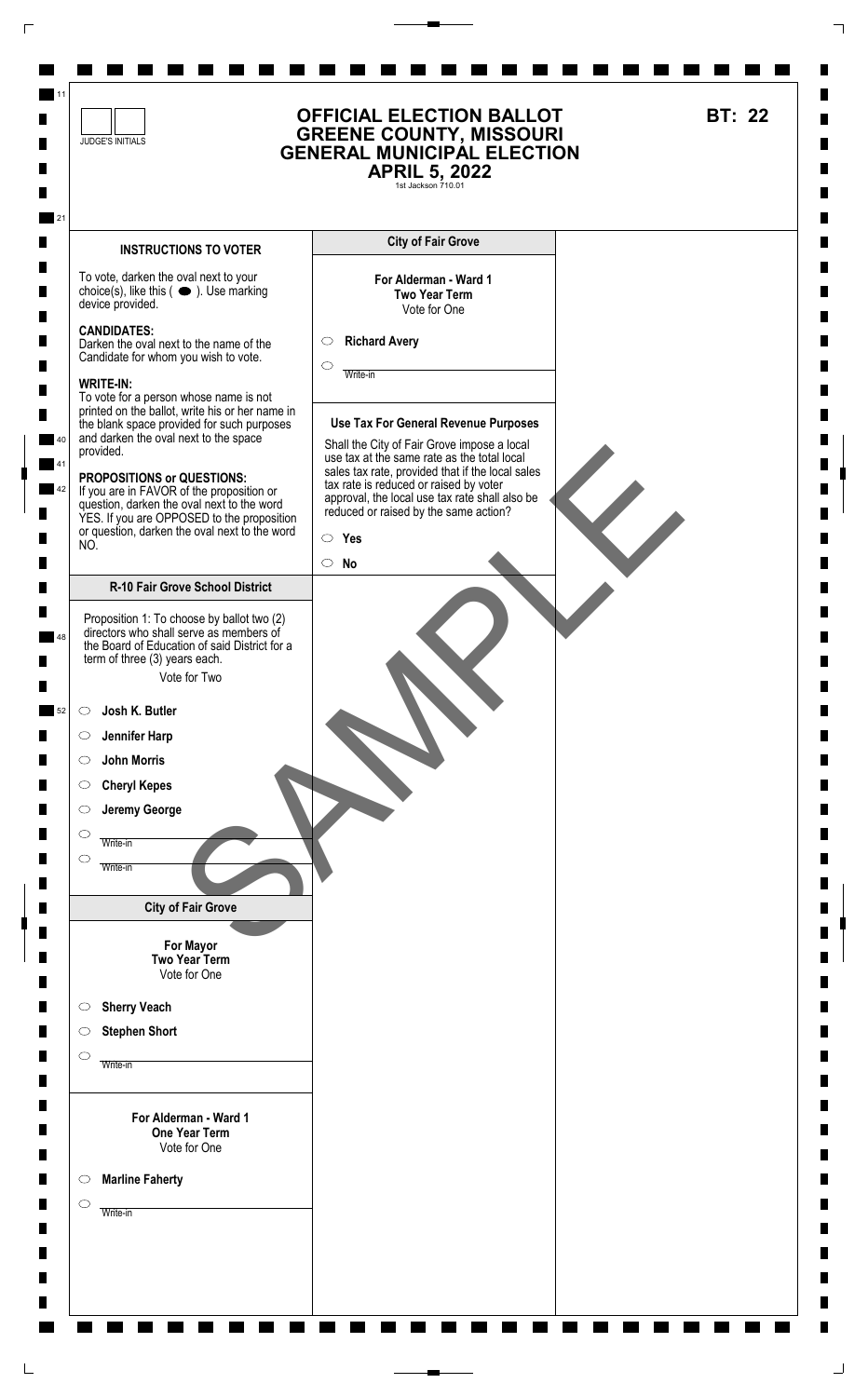JUDGE'S INITIALS

# OFFICIAL ELECTION BALLOT
# GREENE COUNTY, MISSOURI
# GENERAL MUNICIPAL ELECTION
# APRIL 5, 2022

1st Jackson 710.01

**BT: 22**

## INSTRUCTIONS TO VOTER

To vote, darken the oval next to your choice(s), like this ( ⬬ ). Use marking device provided.

**CANDIDATES:**
Darken the oval next to the name of the Candidate for whom you wish to vote.

**WRITE-IN:**
To vote for a person whose name is not printed on the ballot, write his or her name in the blank space provided for such purposes and darken the oval next to the space provided.

**PROPOSITIONS or QUESTIONS:**
If you are in FAVOR of the proposition or question, darken the oval next to the word YES. If you are OPPOSED to the proposition or question, darken the oval next to the word NO.

## R-10 Fair Grove School District

Proposition 1: To choose by ballot two (2) directors who shall serve as members of the Board of Education of said District for a term of three (3) years each.

Vote for Two

- ○ **Josh K. Butler**
- ○ **Jennifer Harp**
- ○ **John Morris**
- ○ **Cheryl Kepes**
- ○ **Jeremy George**
- ○ Write-in
- ○ Write-in

## City of Fair Grove

**For Mayor**
**Two Year Term**
Vote for One

- ○ **Sherry Veach**
- ○ **Stephen Short**
- ○ Write-in

**For Alderman - Ward 1**
**One Year Term**
Vote for One

- ○ **Marline Faherty**
- ○ Write-in

## City of Fair Grove

**For Alderman - Ward 1**
**Two Year Term**
Vote for One

- ○ **Richard Avery**
- ○ Write-in

**Use Tax For General Revenue Purposes**

Shall the City of Fair Grove impose a local use tax at the same rate as the total local sales tax rate, provided that if the local sales tax rate is reduced or raised by voter approval, the local use tax rate shall also be reduced or raised by the same action?

- ○ **Yes**
- ○ **No**

SAMPLE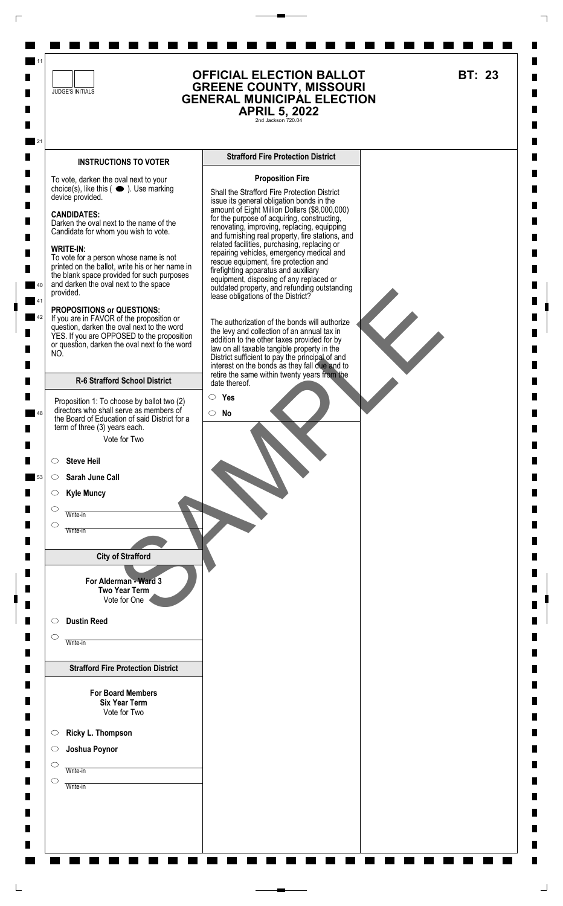JUDGE'S INITIALS

# OFFICIAL ELECTION BALLOT
# GREENE COUNTY, MISSOURI
# GENERAL MUNICIPAL ELECTION
# APRIL 5, 2022

2nd Jackson 720.04

**BT: 23**

## INSTRUCTIONS TO VOTER

To vote, darken the oval next to your choice(s), like this ( ⬬ ). Use marking device provided.

**CANDIDATES:**
Darken the oval next to the name of the Candidate for whom you wish to vote.

**WRITE-IN:**
To vote for a person whose name is not printed on the ballot, write his or her name in the blank space provided for such purposes and darken the oval next to the space provided.

**PROPOSITIONS or QUESTIONS:**
If you are in FAVOR of the proposition or question, darken the oval next to the word YES. If you are OPPOSED to the proposition or question, darken the oval next to the word NO.

## R-6 Strafford School District

Proposition 1: To choose by ballot two (2) directors who shall serve as members of the Board of Education of said District for a term of three (3) years each.

Vote for Two

- ◯ **Steve Heil**
- ◯ **Sarah June Call**
- ◯ **Kyle Muncy**
- ◯ Write-in
- ◯ Write-in

## City of Strafford

**For Alderman - Ward 3**
**Two Year Term**
Vote for One

- ◯ **Dustin Reed**
- ◯ Write-in

## Strafford Fire Protection District

**For Board Members**
**Six Year Term**
Vote for Two

- ◯ **Ricky L. Thompson**
- ◯ **Joshua Poynor**
- ◯ Write-in
- ◯ Write-in

## Strafford Fire Protection District

**Proposition Fire**

Shall the Strafford Fire Protection District issue its general obligation bonds in the amount of Eight Million Dollars ($8,000,000) for the purpose of acquiring, constructing, renovating, improving, replacing, equipping and furnishing real property, fire stations, and related facilities, purchasing, replacing or repairing vehicles, emergency medical and rescue equipment, fire protection and firefighting apparatus and auxiliary equipment, disposing of any replaced or outdated property, and refunding outstanding lease obligations of the District?

The authorization of the bonds will authorize the levy and collection of an annual tax in addition to the other taxes provided for by law on all taxable tangible property in the District sufficient to pay the principal of and interest on the bonds as they fall due and to retire the same within twenty years from the date thereof.

- ◯ **Yes**
- ◯ **No**

SAMPLE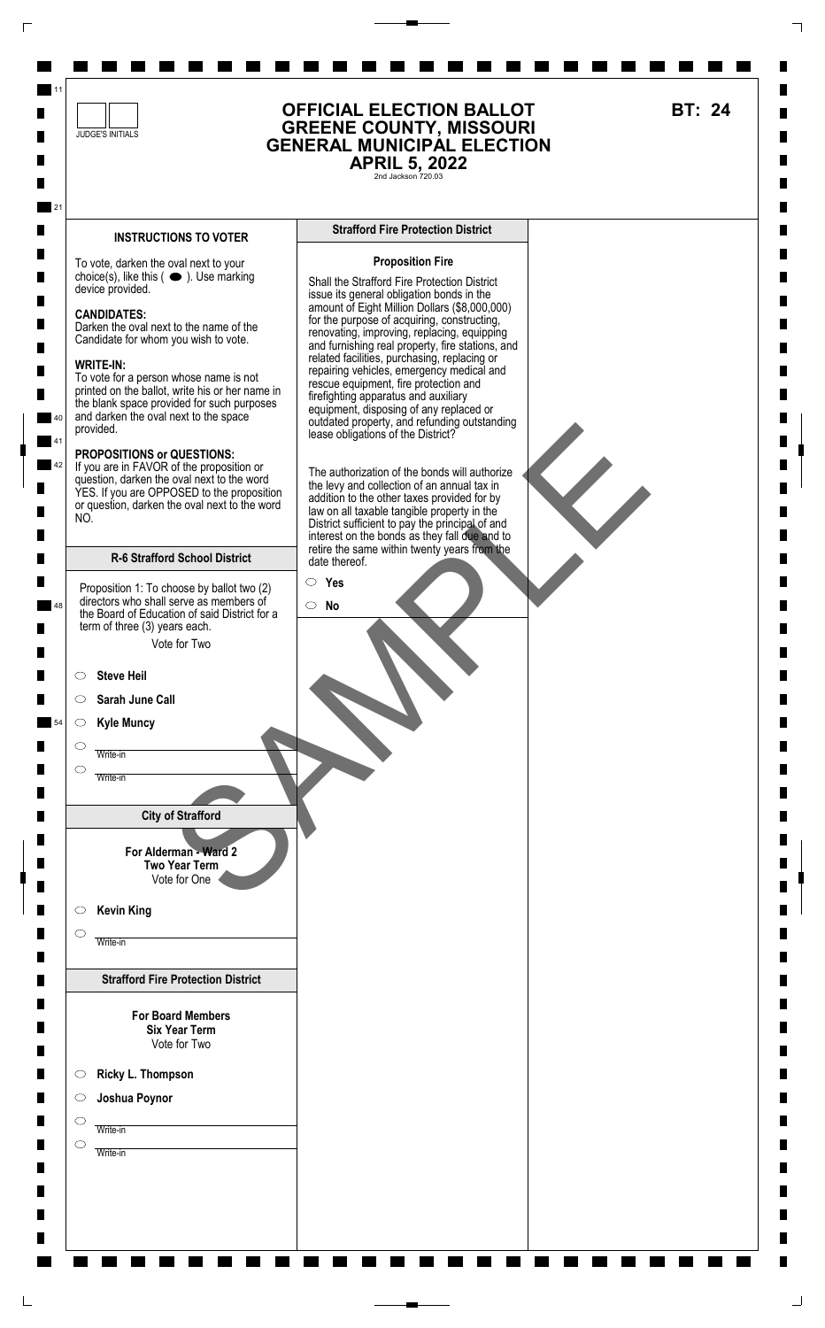JUDGE'S INITIALS

# OFFICIAL ELECTION BALLOT
# GREENE COUNTY, MISSOURI
# GENERAL MUNICIPAL ELECTION
# APRIL 5, 2022

2nd Jackson 720.03

**BT: 24**

## INSTRUCTIONS TO VOTER

To vote, darken the oval next to your choice(s), like this ( ⬬ ). Use marking device provided.

**CANDIDATES:**
Darken the oval next to the name of the Candidate for whom you wish to vote.

**WRITE-IN:**
To vote for a person whose name is not printed on the ballot, write his or her name in the blank space provided for such purposes and darken the oval next to the space provided.

**PROPOSITIONS or QUESTIONS:**
If you are in FAVOR of the proposition or question, darken the oval next to the word YES. If you are OPPOSED to the proposition or question, darken the oval next to the word NO.

## R-6 Strafford School District

Proposition 1: To choose by ballot two (2) directors who shall serve as members of the Board of Education of said District for a term of three (3) years each.

Vote for Two

- ○ **Steve Heil**
- ○ **Sarah June Call**
- ○ **Kyle Muncy**
- ○ Write-in
- ○ Write-in

## City of Strafford

**For Alderman - Ward 2**
**Two Year Term**
Vote for One

- ○ **Kevin King**
- ○ Write-in

## Strafford Fire Protection District

**For Board Members**
**Six Year Term**
Vote for Two

- ○ **Ricky L. Thompson**
- ○ **Joshua Poynor**
- ○ Write-in
- ○ Write-in

## Strafford Fire Protection District

**Proposition Fire**

Shall the Strafford Fire Protection District issue its general obligation bonds in the amount of Eight Million Dollars ($8,000,000) for the purpose of acquiring, constructing, renovating, improving, replacing, equipping and furnishing real property, fire stations, and related facilities, purchasing, replacing or repairing vehicles, emergency medical and rescue equipment, fire protection and firefighting apparatus and auxiliary equipment, disposing of any replaced or outdated property, and refunding outstanding lease obligations of the District?

The authorization of the bonds will authorize the levy and collection of an annual tax in addition to the other taxes provided for by law on all taxable tangible property in the District sufficient to pay the principal of and interest on the bonds as they fall due and to retire the same within twenty years from the date thereof.

- ○ **Yes**
- ○ **No**

SAMPLE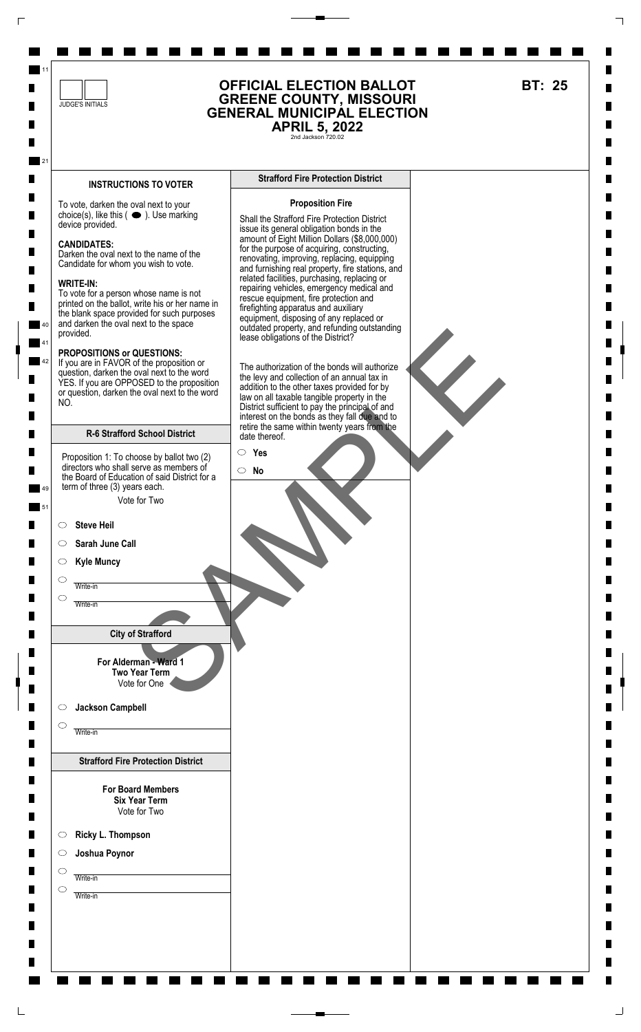JUDGE'S INITIALS

# OFFICIAL ELECTION BALLOT
# GREENE COUNTY, MISSOURI
# GENERAL MUNICIPAL ELECTION
# APRIL 5, 2022

2nd Jackson 720.02

**BT: 25**

## INSTRUCTIONS TO VOTER

To vote, darken the oval next to your choice(s), like this ( ⬬ ). Use marking device provided.

**CANDIDATES:**
Darken the oval next to the name of the Candidate for whom you wish to vote.

**WRITE-IN:**
To vote for a person whose name is not printed on the ballot, write his or her name in the blank space provided for such purposes and darken the oval next to the space provided.

**PROPOSITIONS or QUESTIONS:**
If you are in FAVOR of the proposition or question, darken the oval next to the word YES. If you are OPPOSED to the proposition or question, darken the oval next to the word NO.

### R-6 Strafford School District

Proposition 1: To choose by ballot two (2) directors who shall serve as members of the Board of Education of said District for a term of three (3) years each.

Vote for Two

- ○ **Steve Heil**
- ○ **Sarah June Call**
- ○ **Kyle Muncy**
- ○ Write-in
- ○ Write-in

### City of Strafford

**For Alderman - Ward 1**
**Two Year Term**
Vote for One

- ○ **Jackson Campbell**
- ○ Write-in

### Strafford Fire Protection District

**For Board Members**
**Six Year Term**
Vote for Two

- ○ **Ricky L. Thompson**
- ○ **Joshua Poynor**
- ○ Write-in
- ○ Write-in

### Strafford Fire Protection District

**Proposition Fire**

Shall the Strafford Fire Protection District issue its general obligation bonds in the amount of Eight Million Dollars ($8,000,000) for the purpose of acquiring, constructing, renovating, improving, replacing, equipping and furnishing real property, fire stations, and related facilities, purchasing, replacing or repairing vehicles, emergency medical and rescue equipment, fire protection and firefighting apparatus and auxiliary equipment, disposing of any replaced or outdated property, and refunding outstanding lease obligations of the District?

The authorization of the bonds will authorize the levy and collection of an annual tax in addition to the other taxes provided for by law on all taxable tangible property in the District sufficient to pay the principal of and interest on the bonds as they fall due and to retire the same within twenty years from the date thereof.

- ○ **Yes**
- ○ **No**

SAMPLE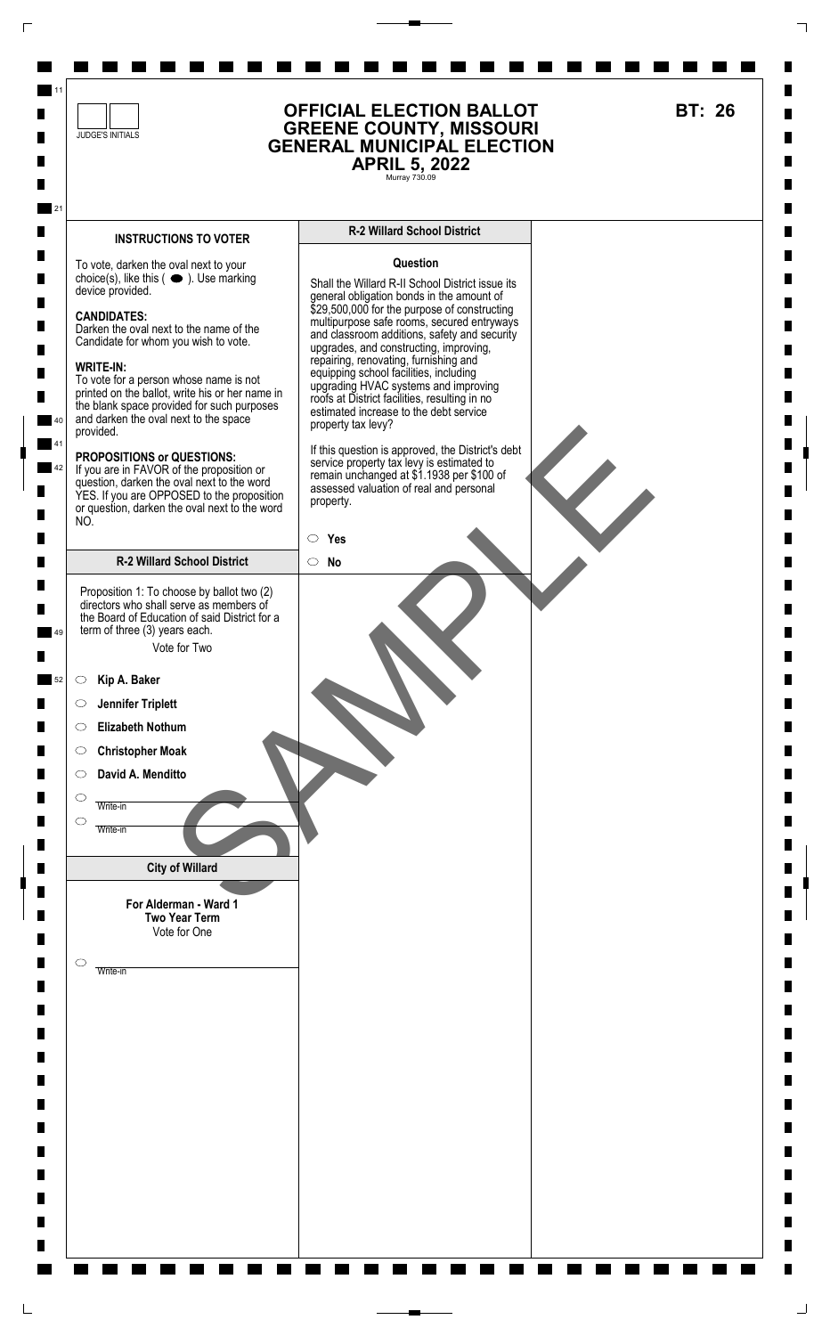JUDGE'S INITIALS

# OFFICIAL ELECTION BALLOT
# GREENE COUNTY, MISSOURI
# GENERAL MUNICIPAL ELECTION
# APRIL 5, 2022

Murray 730.09

**BT: 26**

## INSTRUCTIONS TO VOTER

To vote, darken the oval next to your choice(s), like this ( ⬬ ). Use marking device provided.

**CANDIDATES:**
Darken the oval next to the name of the Candidate for whom you wish to vote.

**WRITE-IN:**
To vote for a person whose name is not printed on the ballot, write his or her name in the blank space provided for such purposes and darken the oval next to the space provided.

**PROPOSITIONS or QUESTIONS:**
If you are in FAVOR of the proposition or question, darken the oval next to the word YES. If you are OPPOSED to the proposition or question, darken the oval next to the word NO.

## R-2 Willard School District

Proposition 1: To choose by ballot two (2) directors who shall serve as members of the Board of Education of said District for a term of three (3) years each.

Vote for Two

- ○ **Kip A. Baker**
- ○ **Jennifer Triplett**
- ○ **Elizabeth Nothum**
- ○ **Christopher Moak**
- ○ **David A. Menditto**
- ○ Write-in
- ○ Write-in

## City of Willard

**For Alderman - Ward 1**
**Two Year Term**
Vote for One

- ○ Write-in

## R-2 Willard School District

**Question**

Shall the Willard R-II School District issue its general obligation bonds in the amount of $29,500,000 for the purpose of constructing multipurpose safe rooms, secured entryways and classroom additions, safety and security upgrades, and constructing, improving, repairing, renovating, furnishing and equipping school facilities, including upgrading HVAC systems and improving roofs at District facilities, resulting in no estimated increase to the debt service property tax levy?

If this question is approved, the District's debt service property tax levy is estimated to remain unchanged at $1.1938 per $100 of assessed valuation of real and personal property.

- ○ **Yes**
- ○ **No**

SAMPLE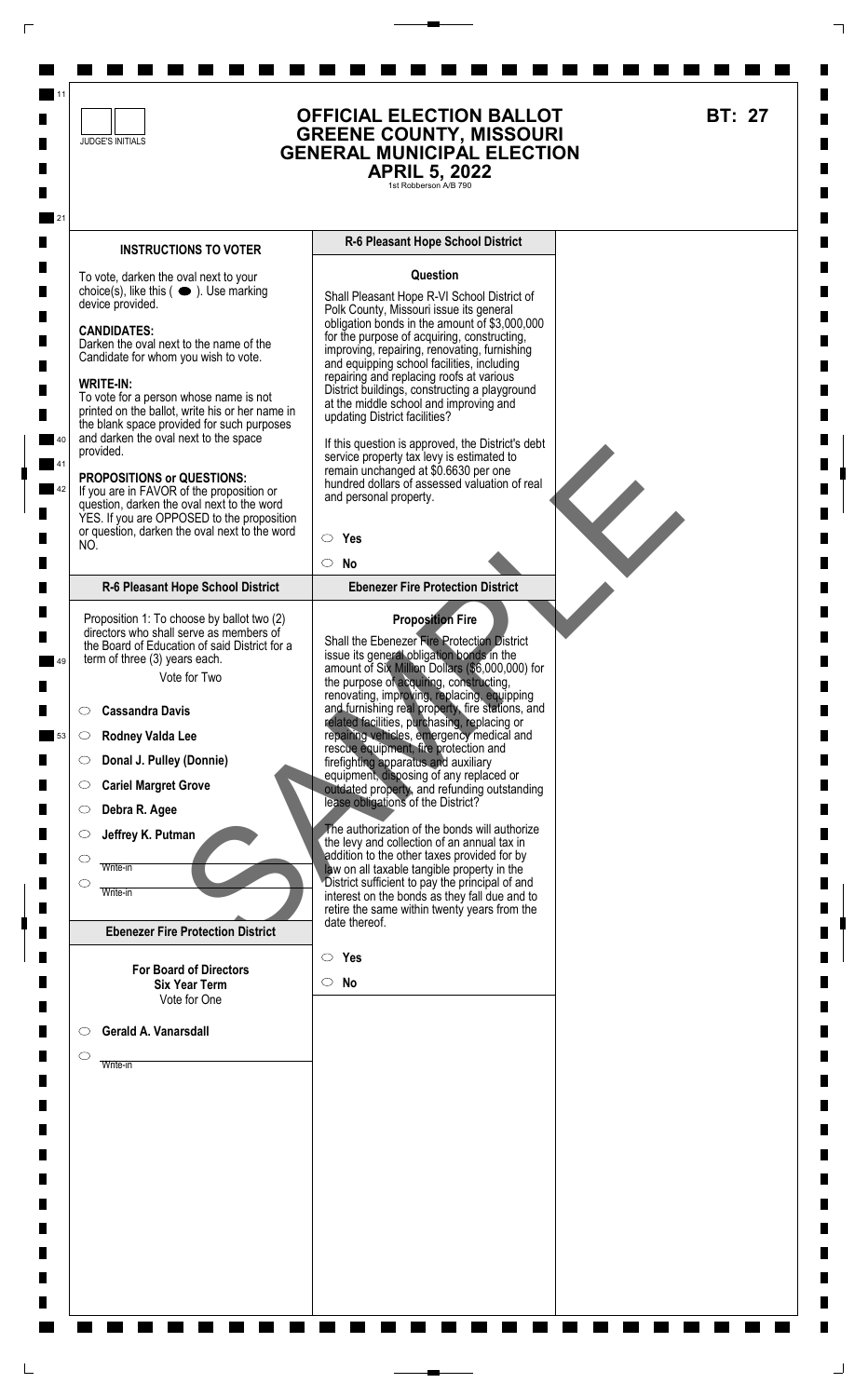JUDGE'S INITIALS

# OFFICIAL ELECTION BALLOT
## GREENE COUNTY, MISSOURI
## GENERAL MUNICIPAL ELECTION
## APRIL 5, 2022

1st Robberson A/B 790

**BT: 27**

### INSTRUCTIONS TO VOTER

To vote, darken the oval next to your choice(s), like this ( ● ). Use marking device provided.

**CANDIDATES:**
Darken the oval next to the name of the Candidate for whom you wish to vote.

**WRITE-IN:**
To vote for a person whose name is not printed on the ballot, write his or her name in the blank space provided for such purposes and darken the oval next to the space provided.

**PROPOSITIONS or QUESTIONS:**
If you are in FAVOR of the proposition or question, darken the oval next to the word YES. If you are OPPOSED to the proposition or question, darken the oval next to the word NO.

### R-6 Pleasant Hope School District

Proposition 1: To choose by ballot two (2) directors who shall serve as members of the Board of Education of said District for a term of three (3) years each.

Vote for Two

- ○ **Cassandra Davis**
- ○ **Rodney Valda Lee**
- ○ **Donal J. Pulley (Donnie)**
- ○ **Cariel Margret Grove**
- ○ **Debra R. Agee**
- ○ **Jeffrey K. Putman**
- ○ Write-in
- ○ Write-in

### Ebenezer Fire Protection District

**For Board of Directors**
**Six Year Term**
Vote for One

- ○ **Gerald A. Vanarsdall**
- ○ Write-in

### R-6 Pleasant Hope School District

**Question**

Shall Pleasant Hope R-VI School District of Polk County, Missouri issue its general obligation bonds in the amount of $3,000,000 for the purpose of acquiring, constructing, improving, repairing, renovating, furnishing and equipping school facilities, including repairing and replacing roofs at various District buildings, constructing a playground at the middle school and improving and updating District facilities?

If this question is approved, the District's debt service property tax levy is estimated to remain unchanged at $0.6630 per one hundred dollars of assessed valuation of real and personal property.

- ○ **Yes**
- ○ **No**

### Ebenezer Fire Protection District

**Proposition Fire**

Shall the Ebenezer Fire Protection District issue its general obligation bonds in the amount of Six Million Dollars ($6,000,000) for the purpose of acquiring, constructing, renovating, improving, replacing, equipping and furnishing real property, fire stations, and related facilities, purchasing, replacing or repairing vehicles, emergency medical and rescue equipment, fire protection and firefighting apparatus and auxiliary equipment, disposing of any replaced or outdated property, and refunding outstanding lease obligations of the District?

The authorization of the bonds will authorize the levy and collection of an annual tax in addition to the other taxes provided for by law on all taxable tangible property in the District sufficient to pay the principal of and interest on the bonds as they fall due and to retire the same within twenty years from the date thereof.

- ○ **Yes**
- ○ **No**

SAMPLE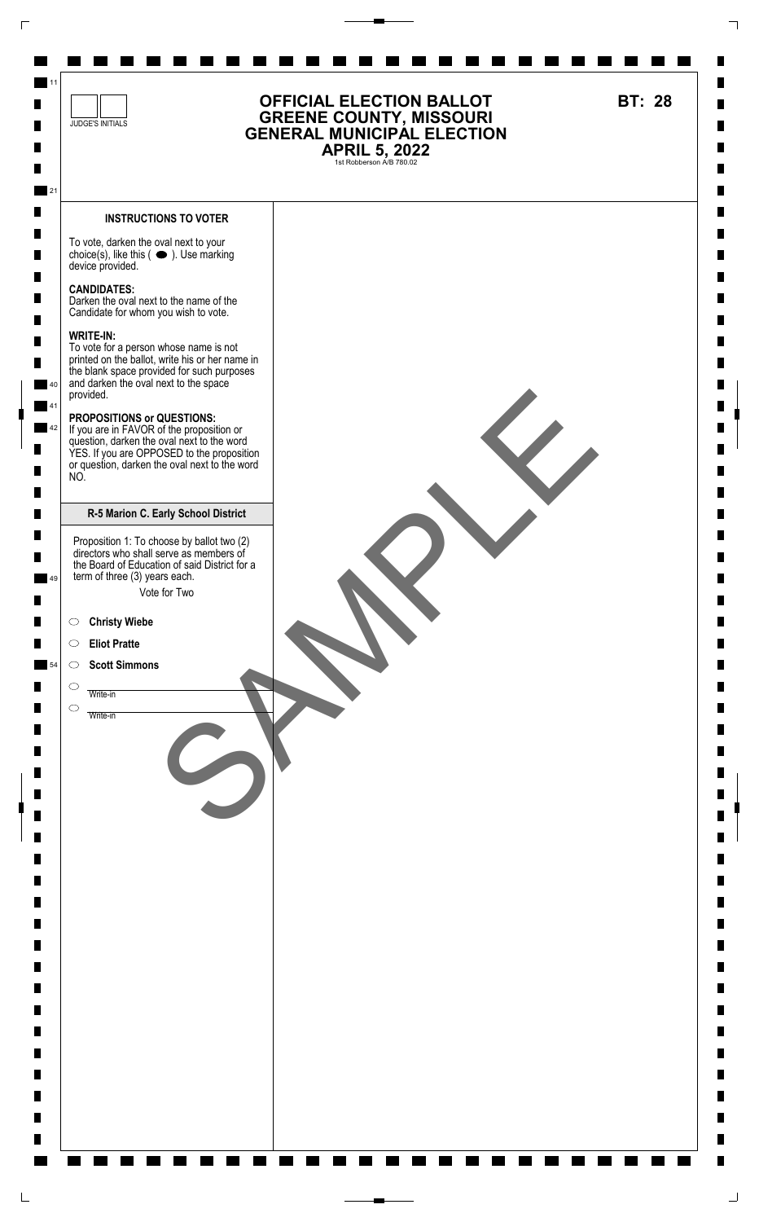JUDGE'S INITIALS

# OFFICIAL ELECTION BALLOT
# GREENE COUNTY, MISSOURI
# GENERAL MUNICIPAL ELECTION
# APRIL 5, 2022

1st Robberson A/B 780.02

**BT: 28**

### INSTRUCTIONS TO VOTER

To vote, darken the oval next to your choice(s), like this ( ⬬ ). Use marking device provided.

**CANDIDATES:**
Darken the oval next to the name of the Candidate for whom you wish to vote.

**WRITE-IN:**
To vote for a person whose name is not printed on the ballot, write his or her name in the blank space provided for such purposes and darken the oval next to the space provided.

**PROPOSITIONS or QUESTIONS:**
If you are in FAVOR of the proposition or question, darken the oval next to the word YES. If you are OPPOSED to the proposition or question, darken the oval next to the word NO.

### R-5 Marion C. Early School District

Proposition 1: To choose by ballot two (2) directors who shall serve as members of the Board of Education of said District for a term of three (3) years each.

Vote for Two

- ⬭ **Christy Wiebe**
- ⬭ **Eliot Pratte**
- ⬭ **Scott Simmons**
- ⬭ ____________ Write-in
- ⬭ ____________ Write-in

SAMPLE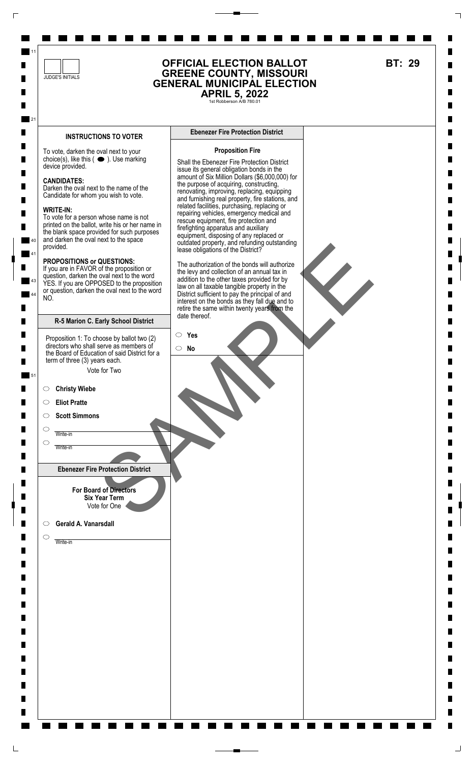JUDGE'S INITIALS

# OFFICIAL ELECTION BALLOT
# GREENE COUNTY, MISSOURI
# GENERAL MUNICIPAL ELECTION
# APRIL 5, 2022

1st Robberson A/B 780.01

**BT: 29**

## INSTRUCTIONS TO VOTER

To vote, darken the oval next to your choice(s), like this ( ⬬ ). Use marking device provided.

**CANDIDATES:**
Darken the oval next to the name of the Candidate for whom you wish to vote.

**WRITE-IN:**
To vote for a person whose name is not printed on the ballot, write his or her name in the blank space provided for such purposes and darken the oval next to the space provided.

**PROPOSITIONS or QUESTIONS:**
If you are in FAVOR of the proposition or question, darken the oval next to the word YES. If you are OPPOSED to the proposition or question, darken the oval next to the word NO.

## R-5 Marion C. Early School District

Proposition 1: To choose by ballot two (2) directors who shall serve as members of the Board of Education of said District for a term of three (3) years each.

Vote for Two

- ○ **Christy Wiebe**
- ○ **Eliot Pratte**
- ○ **Scott Simmons**
- ○ Write-in
- ○ Write-in

## Ebenezer Fire Protection District

**For Board of Directors**
**Six Year Term**
Vote for One

- ○ **Gerald A. Vanarsdall**
- ○ Write-in

## Ebenezer Fire Protection District

**Proposition Fire**

Shall the Ebenezer Fire Protection District issue its general obligation bonds in the amount of Six Million Dollars ($6,000,000) for the purpose of acquiring, constructing, renovating, improving, replacing, equipping and furnishing real property, fire stations, and related facilities, purchasing, replacing or repairing vehicles, emergency medical and rescue equipment, fire protection and firefighting apparatus and auxiliary equipment, disposing of any replaced or outdated property, and refunding outstanding lease obligations of the District?

The authorization of the bonds will authorize the levy and collection of an annual tax in addition to the other taxes provided for by law on all taxable tangible property in the District sufficient to pay the principal of and interest on the bonds as they fall due and to retire the same within twenty years from the date thereof.

- ○ **Yes**
- ○ **No**

SAMPLE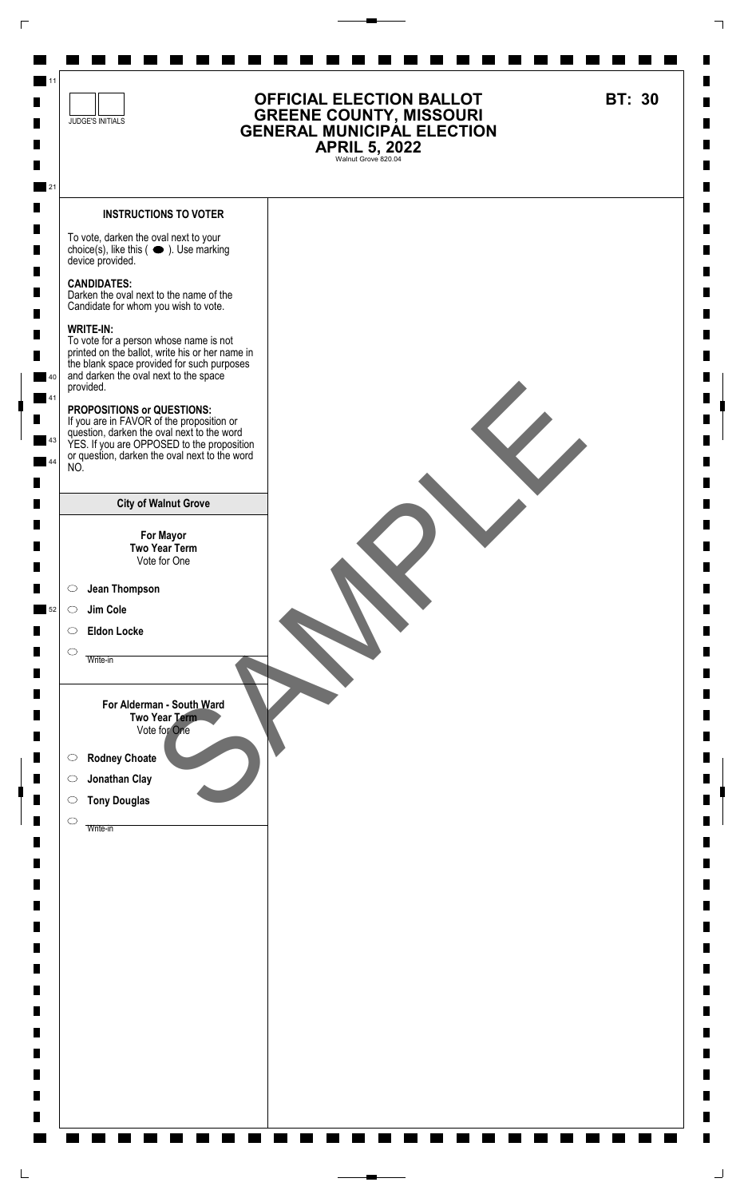JUDGE'S INITIALS

# OFFICIAL ELECTION BALLOT
# GREENE COUNTY, MISSOURI
# GENERAL MUNICIPAL ELECTION
# APRIL 5, 2022

Walnut Grove 820.04

**BT: 30**

SAMPLE

### INSTRUCTIONS TO VOTER

To vote, darken the oval next to your choice(s), like this ( ⬬ ). Use marking device provided.

**CANDIDATES:**
Darken the oval next to the name of the Candidate for whom you wish to vote.

**WRITE-IN:**
To vote for a person whose name is not printed on the ballot, write his or her name in the blank space provided for such purposes and darken the oval next to the space provided.

**PROPOSITIONS or QUESTIONS:**
If you are in FAVOR of the proposition or question, darken the oval next to the word YES. If you are OPPOSED to the proposition or question, darken the oval next to the word NO.

## City of Walnut Grove

**For Mayor**
**Two Year Term**
Vote for One

- ○ **Jean Thompson**
- ○ **Jim Cole**
- ○ **Eldon Locke**
- ○ ____________ Write-in

**For Alderman - South Ward**
**Two Year Term**
Vote for One

- ○ **Rodney Choate**
- ○ **Jonathan Clay**
- ○ **Tony Douglas**
- ○ ____________ Write-in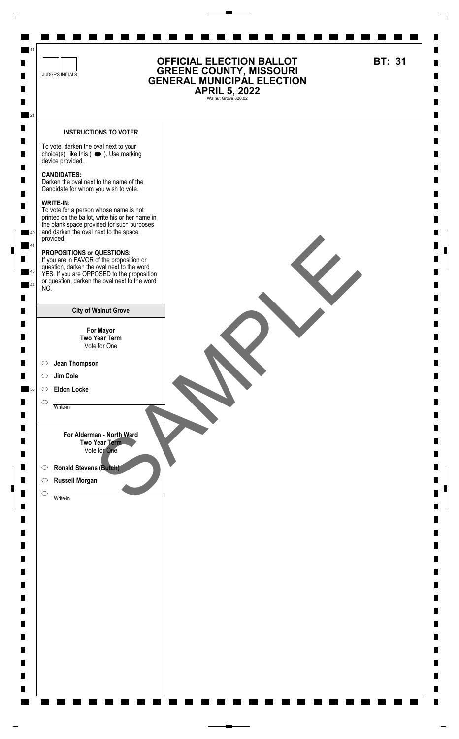JUDGE'S INITIALS

# OFFICIAL ELECTION BALLOT
# GREENE COUNTY, MISSOURI
# GENERAL MUNICIPAL ELECTION
# APRIL 5, 2022

Walnut Grove 820.02

**BT: 31**

### INSTRUCTIONS TO VOTER

To vote, darken the oval next to your choice(s), like this ( ⬬ ). Use marking device provided.

**CANDIDATES:**
Darken the oval next to the name of the Candidate for whom you wish to vote.

**WRITE-IN:**
To vote for a person whose name is not printed on the ballot, write his or her name in the blank space provided for such purposes and darken the oval next to the space provided.

**PROPOSITIONS or QUESTIONS:**
If you are in FAVOR of the proposition or question, darken the oval next to the word YES. If you are OPPOSED to the proposition or question, darken the oval next to the word NO.

### City of Walnut Grove

**For Mayor**
**Two Year Term**
Vote for One

- ◯ **Jean Thompson**
- ◯ **Jim Cole**
- ◯ **Eldon Locke**
- ◯ ____________ Write-in

**For Alderman - North Ward**
**Two Year Term**
Vote for One

- ◯ **Ronald Stevens (Butch)**
- ◯ **Russell Morgan**
- ◯ ____________ Write-in

SAMPLE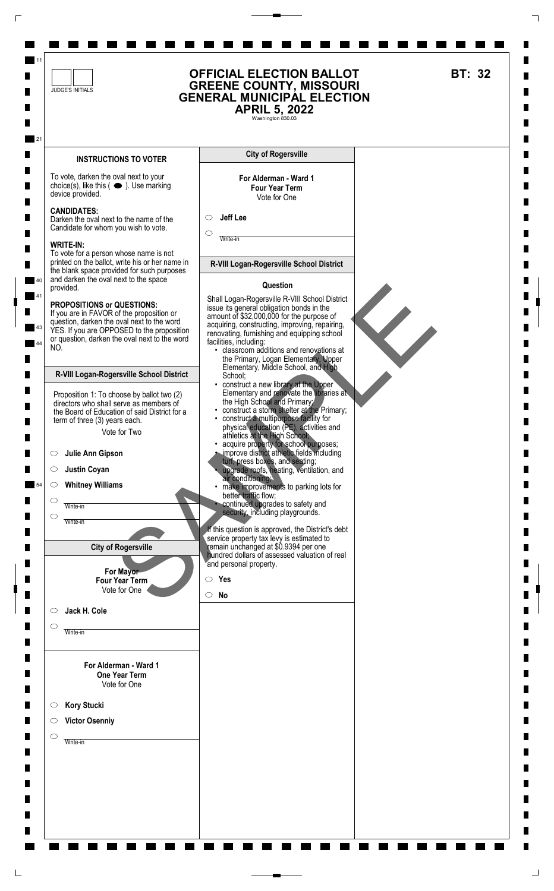JUDGE'S INITIALS

# OFFICIAL ELECTION BALLOT
# GREENE COUNTY, MISSOURI
# GENERAL MUNICIPAL ELECTION
# APRIL 5, 2022

Washington 830.03

**BT: 32**

## INSTRUCTIONS TO VOTER

To vote, darken the oval next to your choice(s), like this ( ⬬ ). Use marking device provided.

**CANDIDATES:**
Darken the oval next to the name of the Candidate for whom you wish to vote.

**WRITE-IN:**
To vote for a person whose name is not printed on the ballot, write his or her name in the blank space provided for such purposes and darken the oval next to the space provided.

**PROPOSITIONS or QUESTIONS:**
If you are in FAVOR of the proposition or question, darken the oval next to the word YES. If you are OPPOSED to the proposition or question, darken the oval next to the word NO.

## R-VIII Logan-Rogersville School District

Proposition 1: To choose by ballot two (2) directors who shall serve as members of the Board of Education of said District for a term of three (3) years each.

Vote for Two

- ○ **Julie Ann Gipson**
- ○ **Justin Coyan**
- ○ **Whitney Williams**
- ○ ________ Write-in
- ○ ________ Write-in

## City of Rogersville

**For Mayor**
**Four Year Term**
Vote for One

- ○ **Jack H. Cole**
- ○ ________ Write-in

**For Alderman - Ward 1**
**One Year Term**
Vote for One

- ○ **Kory Stucki**
- ○ **Victor Osenniy**
- ○ ________ Write-in

## City of Rogersville

**For Alderman - Ward 1**
**Four Year Term**
Vote for One

- ○ **Jeff Lee**
- ○ ________ Write-in

## R-VIII Logan-Rogersville School District

**Question**

Shall Logan-Rogersville R-VIII School District issue its general obligation bonds in the amount of $32,000,000 for the purpose of acquiring, constructing, improving, repairing, renovating, furnishing and equipping school facilities, including:

- classroom additions and renovations at the Primary, Logan Elementary, Upper Elementary, Middle School, and High School;
- construct a new library at the Upper Elementary and renovate the libraries at the High School and Primary;
- construct a storm shelter at the Primary;
- construct a multipurpose facility for physical education (PE), activities and athletics at the High School;
- acquire property for school purposes;
- improve district athletic fields including turf, press boxes, and seating;
- upgrade roofs, heating, ventilation, and air conditioning;
- make improvements to parking lots for better traffic flow;
- continued upgrades to safety and security, including playgrounds.

If this question is approved, the District's debt service property tax levy is estimated to remain unchanged at $0.9394 per one hundred dollars of assessed valuation of real and personal property.

- ○ **Yes**
- ○ **No**

SAMPLE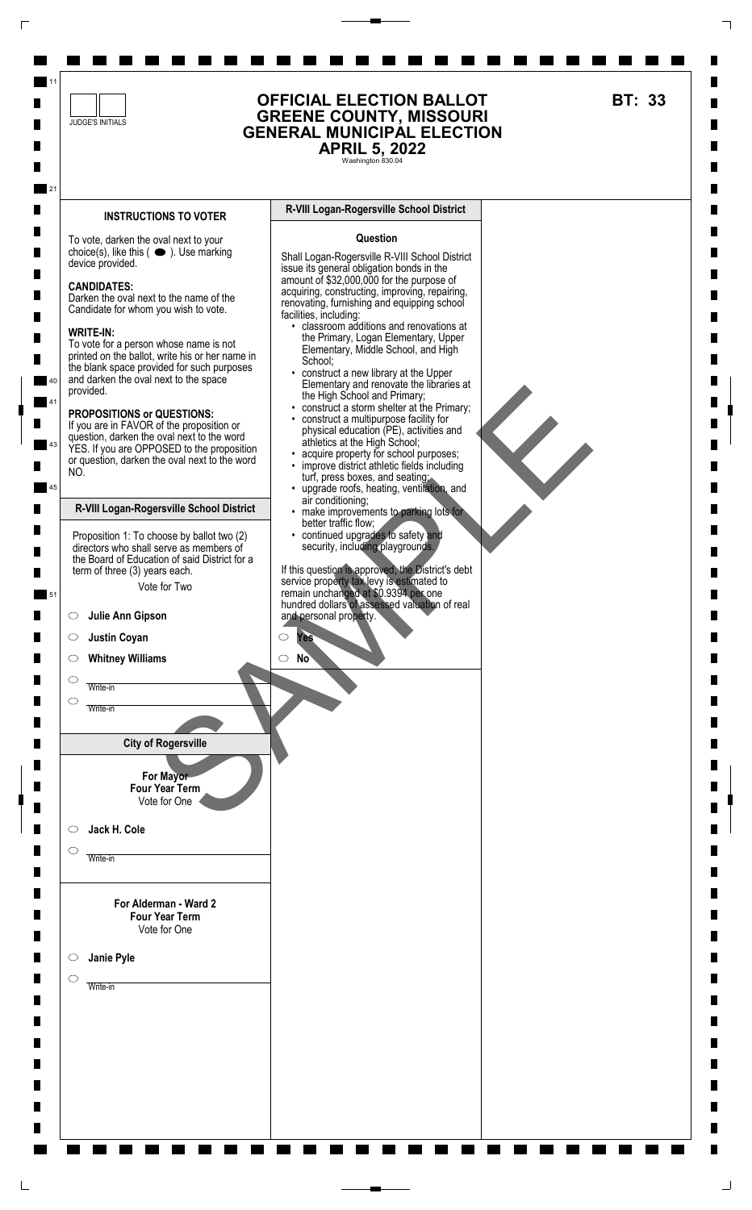JUDGE'S INITIALS

# OFFICIAL ELECTION BALLOT
# GREENE COUNTY, MISSOURI
# GENERAL MUNICIPAL ELECTION
# APRIL 5, 2022

Washington 830.04

**BT: 33**

## INSTRUCTIONS TO VOTER

To vote, darken the oval next to your choice(s), like this ( ⬬ ). Use marking device provided.

**CANDIDATES:**
Darken the oval next to the name of the Candidate for whom you wish to vote.

**WRITE-IN:**
To vote for a person whose name is not printed on the ballot, write his or her name in the blank space provided for such purposes and darken the oval next to the space provided.

**PROPOSITIONS or QUESTIONS:**
If you are in FAVOR of the proposition or question, darken the oval next to the word YES. If you are OPPOSED to the proposition or question, darken the oval next to the word NO.

## R-VIII Logan-Rogersville School District

Proposition 1: To choose by ballot two (2) directors who shall serve as members of the Board of Education of said District for a term of three (3) years each.

Vote for Two

- ○ **Julie Ann Gipson**
- ○ **Justin Coyan**
- ○ **Whitney Williams**
- ○ Write-in
- ○ Write-in

## City of Rogersville

**For Mayor**
**Four Year Term**
Vote for One

- ○ **Jack H. Cole**
- ○ Write-in

**For Alderman - Ward 2**
**Four Year Term**
Vote for One

- ○ **Janie Pyle**
- ○ Write-in

## R-VIII Logan-Rogersville School District

**Question**

Shall Logan-Rogersville R-VIII School District issue its general obligation bonds in the amount of $32,000,000 for the purpose of acquiring, constructing, improving, repairing, renovating, furnishing and equipping school facilities, including:

- classroom additions and renovations at the Primary, Logan Elementary, Upper Elementary, Middle School, and High School;
- construct a new library at the Upper Elementary and renovate the libraries at the High School and Primary;
- construct a storm shelter at the Primary;
- construct a multipurpose facility for physical education (PE), activities and athletics at the High School;
- acquire property for school purposes;
- improve district athletic fields including turf, press boxes, and seating;
- upgrade roofs, heating, ventilation, and air conditioning;
- make improvements to parking lots for better traffic flow;
- continued upgrades to safety and security, including playgrounds.

If this question is approved, the District's debt service property tax levy is estimated to remain unchanged at $0.9394 per one hundred dollars of assessed valuation of real and personal property.

- ○ **Yes**
- ○ **No**

SAMPLE